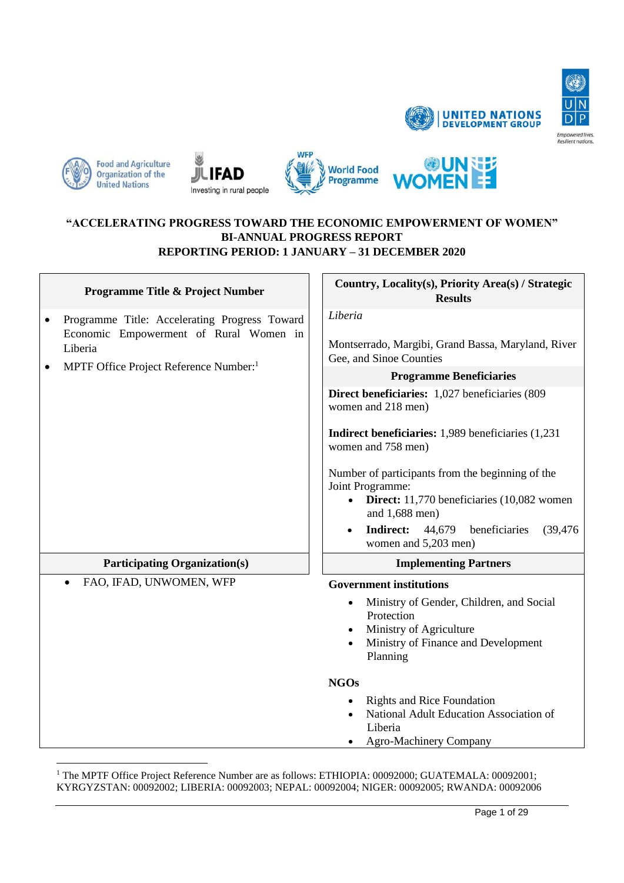**"ACCELERATING PROGRESS TOWARD THE ECONOMIC EMPOWERMENT OF WOMEN"**
**BI-ANNUAL PROGRESS REPORT**
**REPORTING PERIOD: 1 JANUARY – 31 DECEMBER 2020**

| **Programme Title & Project Number** | **Country, Locality(s), Priority Area(s) / Strategic Results** |
|---|---|
| • Programme Title: Accelerating Progress Toward Economic Empowerment of Rural Women in Liberia<br>• MPTF Office Project Reference Number:[1] | *Liberia*<br><br>Montserrado, Margibi, Grand Bassa, Maryland, River Gee, and Sinoe Counties |
| | **Programme Beneficiaries** |
| | **Direct beneficiaries:** 1,027 beneficiaries (809 women and 218 men)<br><br>**Indirect beneficiaries:** 1,989 beneficiaries (1,231 women and 758 men)<br><br>Number of participants from the beginning of the Joint Programme:<br>• **Direct:** 11,770 beneficiaries (10,082 women and 1,688 men)<br>• **Indirect:** 44,679 beneficiaries (39,476 women and 5,203 men) |
| **Participating Organization(s)** | **Implementing Partners** |
| • FAO, IFAD, UNWOMEN, WFP | **Government institutions**<br>• Ministry of Gender, Children, and Social Protection<br>• Ministry of Agriculture<br>• Ministry of Finance and Development Planning<br><br>**NGOs**<br>• Rights and Rice Foundation<br>• National Adult Education Association of Liberia<br>• Agro-Machinery Company |

[1] The MPTF Office Project Reference Number are as follows: ETHIOPIA: 00092000; GUATEMALA: 00092001; KYRGYZSTAN: 00092002; LIBERIA: 00092003; NEPAL: 00092004; NIGER: 00092005; RWANDA: 00092006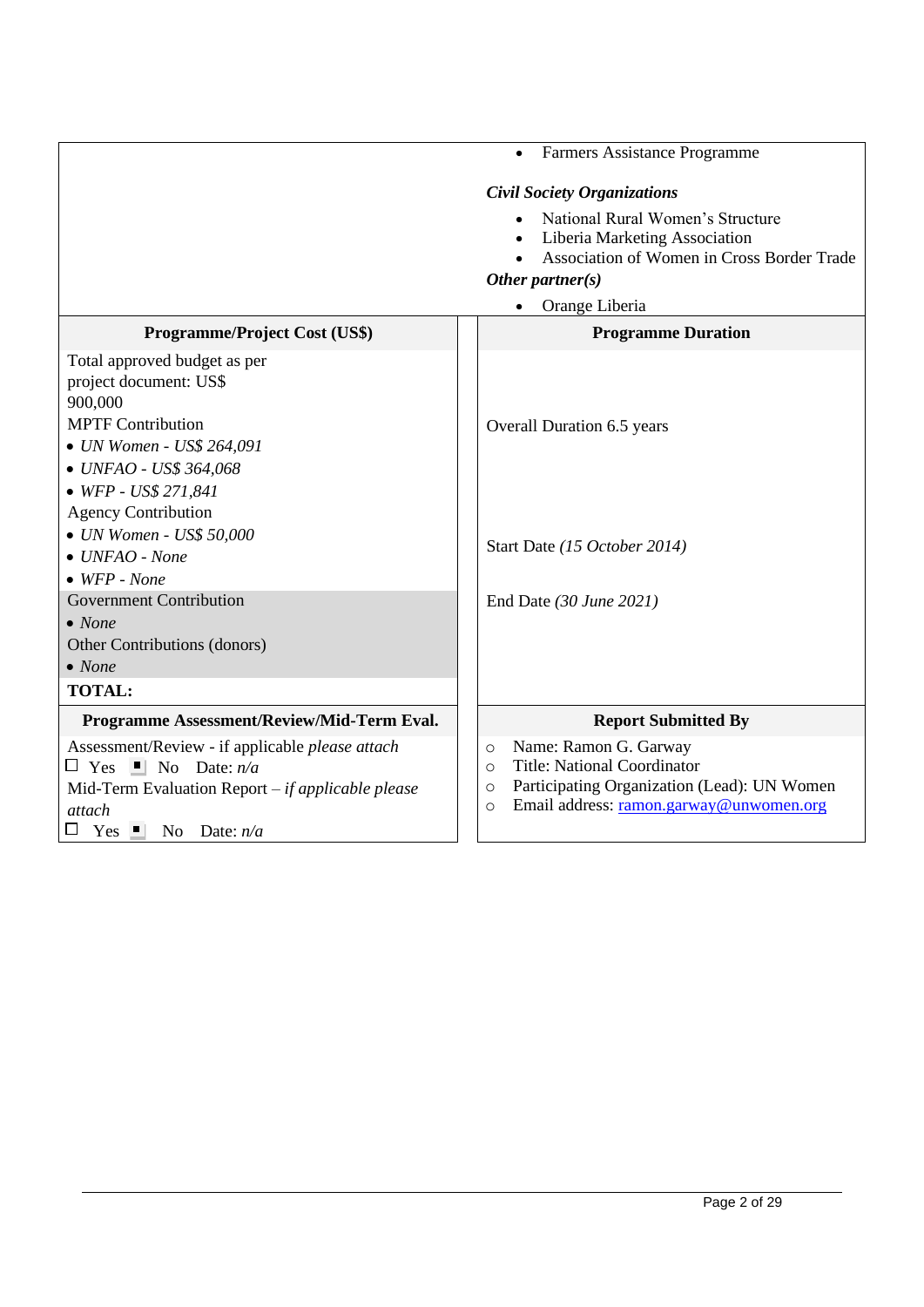| | • Farmers Assistance Programme<br><br>***Civil Society Organizations***<br>• National Rural Women's Structure<br>• Liberia Marketing Association<br>• Association of Women in Cross Border Trade<br><br>***Other partner(s)***<br>• Orange Liberia |
|---|---|

| **Programme/Project Cost (US$)** | **Programme Duration** |
|---|---|
| Total approved budget as per project document: US$ 900,000<br>MPTF Contribution<br>• *UN Women - US$ 264,091*<br>• *UNFAO - US$ 364,068*<br>• *WFP - US$ 271,841*<br>Agency Contribution<br>• *UN Women - US$ 50,000*<br>• *UNFAO - None*<br>• *WFP - None*<br>Government Contribution<br>• *None*<br>Other Contributions (donors)<br>• *None*<br>**TOTAL:** | Overall Duration 6.5 years<br><br>Start Date *(15 October 2014)*<br><br>End Date *(30 June 2021)* |

| **Programme Assessment/Review/Mid-Term Eval.** | **Report Submitted By** |
|---|---|
| Assessment/Review - if applicable *please attach*<br>☐ Yes ■ No Date: *n/a*<br>Mid-Term Evaluation Report – *if applicable please attach*<br>☐ Yes ■ No Date: *n/a* | ○ Name: Ramon G. Garway<br>○ Title: National Coordinator<br>○ Participating Organization (Lead): UN Women<br>○ Email address: ramon.garway@unwomen.org |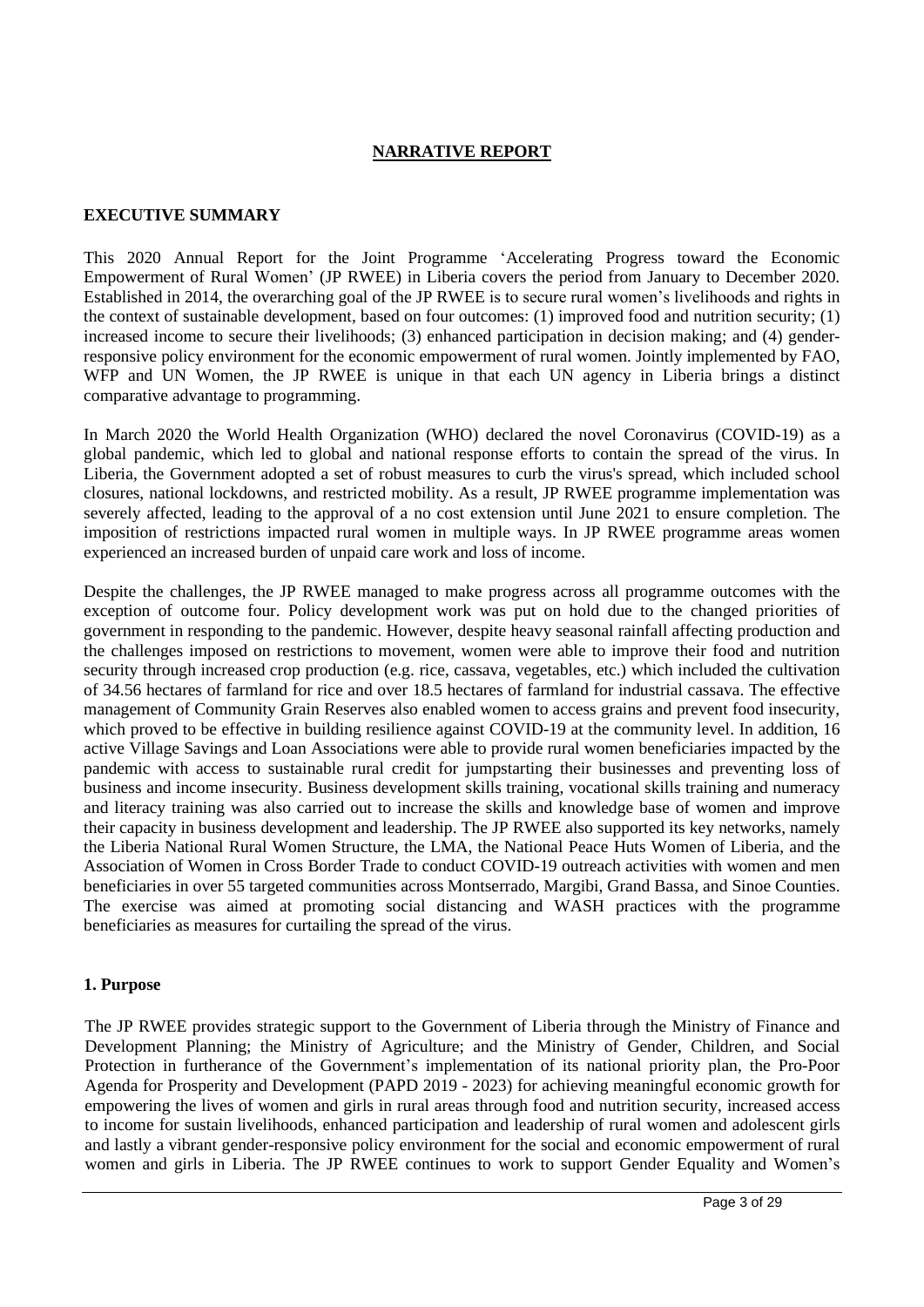## NARRATIVE REPORT

### EXECUTIVE SUMMARY

This 2020 Annual Report for the Joint Programme 'Accelerating Progress toward the Economic Empowerment of Rural Women' (JP RWEE) in Liberia covers the period from January to December 2020. Established in 2014, the overarching goal of the JP RWEE is to secure rural women's livelihoods and rights in the context of sustainable development, based on four outcomes: (1) improved food and nutrition security; (1) increased income to secure their livelihoods; (3) enhanced participation in decision making; and (4) gender-responsive policy environment for the economic empowerment of rural women. Jointly implemented by FAO, WFP and UN Women, the JP RWEE is unique in that each UN agency in Liberia brings a distinct comparative advantage to programming.

In March 2020 the World Health Organization (WHO) declared the novel Coronavirus (COVID-19) as a global pandemic, which led to global and national response efforts to contain the spread of the virus. In Liberia, the Government adopted a set of robust measures to curb the virus's spread, which included school closures, national lockdowns, and restricted mobility. As a result, JP RWEE programme implementation was severely affected, leading to the approval of a no cost extension until June 2021 to ensure completion. The imposition of restrictions impacted rural women in multiple ways. In JP RWEE programme areas women experienced an increased burden of unpaid care work and loss of income.

Despite the challenges, the JP RWEE managed to make progress across all programme outcomes with the exception of outcome four. Policy development work was put on hold due to the changed priorities of government in responding to the pandemic. However, despite heavy seasonal rainfall affecting production and the challenges imposed on restrictions to movement, women were able to improve their food and nutrition security through increased crop production (e.g. rice, cassava, vegetables, etc.) which included the cultivation of 34.56 hectares of farmland for rice and over 18.5 hectares of farmland for industrial cassava. The effective management of Community Grain Reserves also enabled women to access grains and prevent food insecurity, which proved to be effective in building resilience against COVID-19 at the community level. In addition, 16 active Village Savings and Loan Associations were able to provide rural women beneficiaries impacted by the pandemic with access to sustainable rural credit for jumpstarting their businesses and preventing loss of business and income insecurity. Business development skills training, vocational skills training and numeracy and literacy training was also carried out to increase the skills and knowledge base of women and improve their capacity in business development and leadership. The JP RWEE also supported its key networks, namely the Liberia National Rural Women Structure, the LMA, the National Peace Huts Women of Liberia, and the Association of Women in Cross Border Trade to conduct COVID-19 outreach activities with women and men beneficiaries in over 55 targeted communities across Montserrado, Margibi, Grand Bassa, and Sinoe Counties. The exercise was aimed at promoting social distancing and WASH practices with the programme beneficiaries as measures for curtailing the spread of the virus.

### 1. Purpose

The JP RWEE provides strategic support to the Government of Liberia through the Ministry of Finance and Development Planning; the Ministry of Agriculture; and the Ministry of Gender, Children, and Social Protection in furtherance of the Government's implementation of its national priority plan, the Pro-Poor Agenda for Prosperity and Development (PAPD 2019 - 2023) for achieving meaningful economic growth for empowering the lives of women and girls in rural areas through food and nutrition security, increased access to income for sustain livelihoods, enhanced participation and leadership of rural women and adolescent girls and lastly a vibrant gender-responsive policy environment for the social and economic empowerment of rural women and girls in Liberia. The JP RWEE continues to work to support Gender Equality and Women's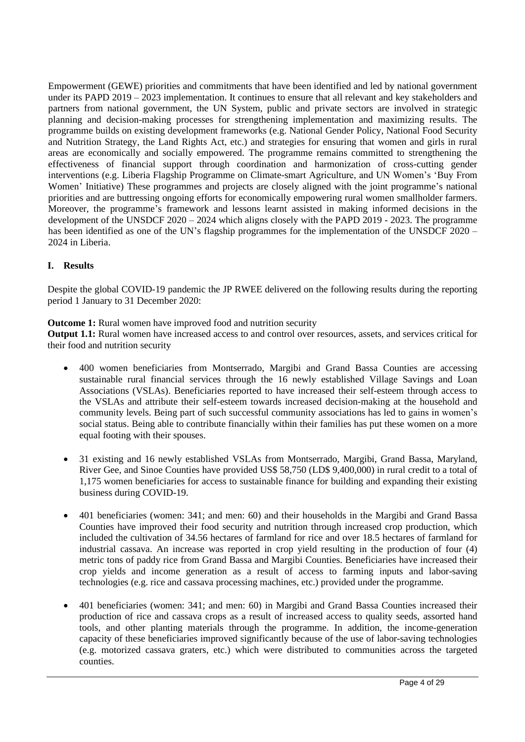Empowerment (GEWE) priorities and commitments that have been identified and led by national government under its PAPD 2019 – 2023 implementation. It continues to ensure that all relevant and key stakeholders and partners from national government, the UN System, public and private sectors are involved in strategic planning and decision-making processes for strengthening implementation and maximizing results. The programme builds on existing development frameworks (e.g. National Gender Policy, National Food Security and Nutrition Strategy, the Land Rights Act, etc.) and strategies for ensuring that women and girls in rural areas are economically and socially empowered. The programme remains committed to strengthening the effectiveness of financial support through coordination and harmonization of cross-cutting gender interventions (e.g. Liberia Flagship Programme on Climate-smart Agriculture, and UN Women's 'Buy From Women' Initiative) These programmes and projects are closely aligned with the joint programme's national priorities and are buttressing ongoing efforts for economically empowering rural women smallholder farmers. Moreover, the programme's framework and lessons learnt assisted in making informed decisions in the development of the UNSDCF 2020 – 2024 which aligns closely with the PAPD 2019 - 2023. The programme has been identified as one of the UN's flagship programmes for the implementation of the UNSDCF 2020 – 2024 in Liberia.

## I. Results

Despite the global COVID-19 pandemic the JP RWEE delivered on the following results during the reporting period 1 January to 31 December 2020:

**Outcome 1:** Rural women have improved food and nutrition security
**Output 1.1:** Rural women have increased access to and control over resources, assets, and services critical for their food and nutrition security

- 400 women beneficiaries from Montserrado, Margibi and Grand Bassa Counties are accessing sustainable rural financial services through the 16 newly established Village Savings and Loan Associations (VSLAs). Beneficiaries reported to have increased their self-esteem through access to the VSLAs and attribute their self-esteem towards increased decision-making at the household and community levels. Being part of such successful community associations has led to gains in women's social status. Being able to contribute financially within their families has put these women on a more equal footing with their spouses.

- 31 existing and 16 newly established VSLAs from Montserrado, Margibi, Grand Bassa, Maryland, River Gee, and Sinoe Counties have provided US$ 58,750 (LD$ 9,400,000) in rural credit to a total of 1,175 women beneficiaries for access to sustainable finance for building and expanding their existing business during COVID-19.

- 401 beneficiaries (women: 341; and men: 60) and their households in the Margibi and Grand Bassa Counties have improved their food security and nutrition through increased crop production, which included the cultivation of 34.56 hectares of farmland for rice and over 18.5 hectares of farmland for industrial cassava. An increase was reported in crop yield resulting in the production of four (4) metric tons of paddy rice from Grand Bassa and Margibi Counties. Beneficiaries have increased their crop yields and income generation as a result of access to farming inputs and labor-saving technologies (e.g. rice and cassava processing machines, etc.) provided under the programme.

- 401 beneficiaries (women: 341; and men: 60) in Margibi and Grand Bassa Counties increased their production of rice and cassava crops as a result of increased access to quality seeds, assorted hand tools, and other planting materials through the programme. In addition, the income-generation capacity of these beneficiaries improved significantly because of the use of labor-saving technologies (e.g. motorized cassava graters, etc.) which were distributed to communities across the targeted counties.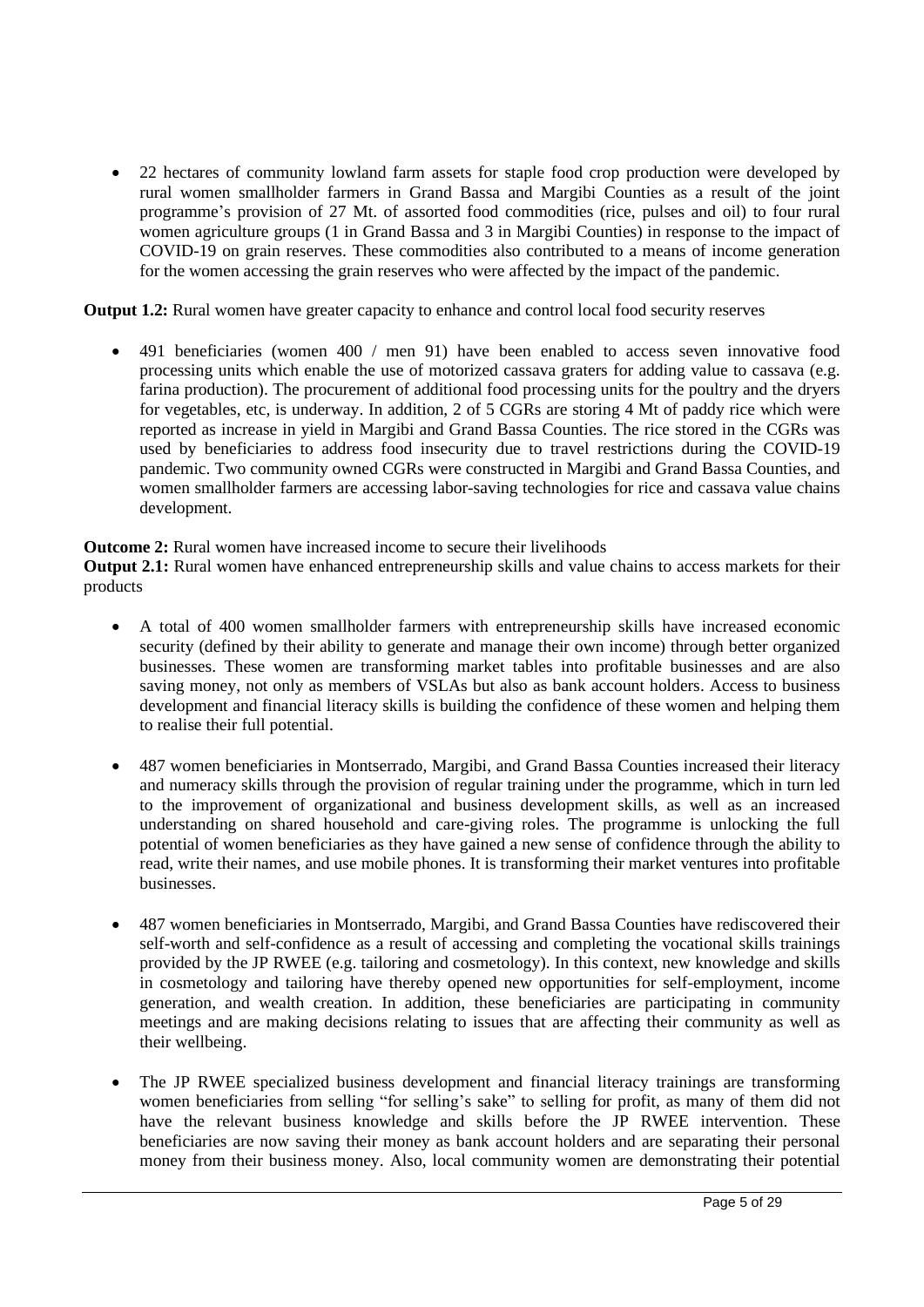- 22 hectares of community lowland farm assets for staple food crop production were developed by rural women smallholder farmers in Grand Bassa and Margibi Counties as a result of the joint programme's provision of 27 Mt. of assorted food commodities (rice, pulses and oil) to four rural women agriculture groups (1 in Grand Bassa and 3 in Margibi Counties) in response to the impact of COVID-19 on grain reserves. These commodities also contributed to a means of income generation for the women accessing the grain reserves who were affected by the impact of the pandemic.

**Output 1.2:** Rural women have greater capacity to enhance and control local food security reserves

- 491 beneficiaries (women 400 / men 91) have been enabled to access seven innovative food processing units which enable the use of motorized cassava graters for adding value to cassava (e.g. farina production). The procurement of additional food processing units for the poultry and the dryers for vegetables, etc, is underway. In addition, 2 of 5 CGRs are storing 4 Mt of paddy rice which were reported as increase in yield in Margibi and Grand Bassa Counties. The rice stored in the CGRs was used by beneficiaries to address food insecurity due to travel restrictions during the COVID-19 pandemic. Two community owned CGRs were constructed in Margibi and Grand Bassa Counties, and women smallholder farmers are accessing labor-saving technologies for rice and cassava value chains development.

**Outcome 2:** Rural women have increased income to secure their livelihoods
**Output 2.1:** Rural women have enhanced entrepreneurship skills and value chains to access markets for their products

- A total of 400 women smallholder farmers with entrepreneurship skills have increased economic security (defined by their ability to generate and manage their own income) through better organized businesses. These women are transforming market tables into profitable businesses and are also saving money, not only as members of VSLAs but also as bank account holders. Access to business development and financial literacy skills is building the confidence of these women and helping them to realise their full potential.

- 487 women beneficiaries in Montserrado, Margibi, and Grand Bassa Counties increased their literacy and numeracy skills through the provision of regular training under the programme, which in turn led to the improvement of organizational and business development skills, as well as an increased understanding on shared household and care-giving roles. The programme is unlocking the full potential of women beneficiaries as they have gained a new sense of confidence through the ability to read, write their names, and use mobile phones. It is transforming their market ventures into profitable businesses.

- 487 women beneficiaries in Montserrado, Margibi, and Grand Bassa Counties have rediscovered their self-worth and self-confidence as a result of accessing and completing the vocational skills trainings provided by the JP RWEE (e.g. tailoring and cosmetology). In this context, new knowledge and skills in cosmetology and tailoring have thereby opened new opportunities for self-employment, income generation, and wealth creation. In addition, these beneficiaries are participating in community meetings and are making decisions relating to issues that are affecting their community as well as their wellbeing.

- The JP RWEE specialized business development and financial literacy trainings are transforming women beneficiaries from selling "for selling's sake" to selling for profit, as many of them did not have the relevant business knowledge and skills before the JP RWEE intervention. These beneficiaries are now saving their money as bank account holders and are separating their personal money from their business money. Also, local community women are demonstrating their potential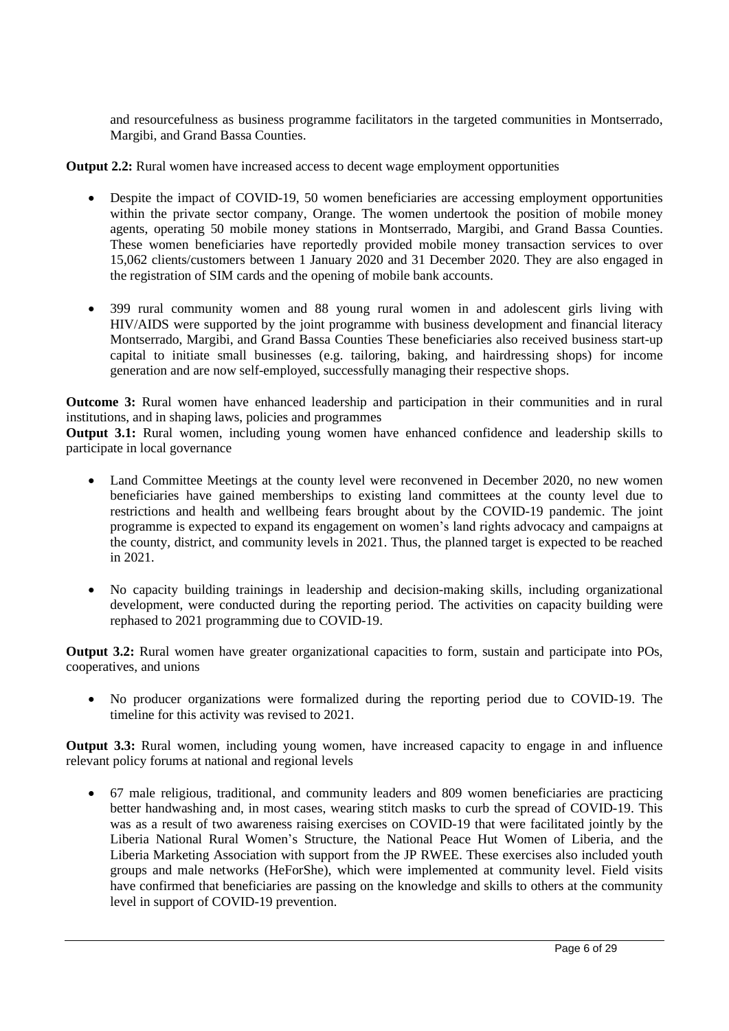and resourcefulness as business programme facilitators in the targeted communities in Montserrado, Margibi, and Grand Bassa Counties.

**Output 2.2:** Rural women have increased access to decent wage employment opportunities

- Despite the impact of COVID-19, 50 women beneficiaries are accessing employment opportunities within the private sector company, Orange. The women undertook the position of mobile money agents, operating 50 mobile money stations in Montserrado, Margibi, and Grand Bassa Counties. These women beneficiaries have reportedly provided mobile money transaction services to over 15,062 clients/customers between 1 January 2020 and 31 December 2020. They are also engaged in the registration of SIM cards and the opening of mobile bank accounts.

- 399 rural community women and 88 young rural women in and adolescent girls living with HIV/AIDS were supported by the joint programme with business development and financial literacy Montserrado, Margibi, and Grand Bassa Counties These beneficiaries also received business start-up capital to initiate small businesses (e.g. tailoring, baking, and hairdressing shops) for income generation and are now self-employed, successfully managing their respective shops.

**Outcome 3:** Rural women have enhanced leadership and participation in their communities and in rural institutions, and in shaping laws, policies and programmes

**Output 3.1:** Rural women, including young women have enhanced confidence and leadership skills to participate in local governance

- Land Committee Meetings at the county level were reconvened in December 2020, no new women beneficiaries have gained memberships to existing land committees at the county level due to restrictions and health and wellbeing fears brought about by the COVID-19 pandemic. The joint programme is expected to expand its engagement on women's land rights advocacy and campaigns at the county, district, and community levels in 2021. Thus, the planned target is expected to be reached in 2021.

- No capacity building trainings in leadership and decision-making skills, including organizational development, were conducted during the reporting period. The activities on capacity building were rephased to 2021 programming due to COVID-19.

**Output 3.2:** Rural women have greater organizational capacities to form, sustain and participate into POs, cooperatives, and unions

- No producer organizations were formalized during the reporting period due to COVID-19. The timeline for this activity was revised to 2021.

**Output 3.3:** Rural women, including young women, have increased capacity to engage in and influence relevant policy forums at national and regional levels

- 67 male religious, traditional, and community leaders and 809 women beneficiaries are practicing better handwashing and, in most cases, wearing stitch masks to curb the spread of COVID-19. This was as a result of two awareness raising exercises on COVID-19 that were facilitated jointly by the Liberia National Rural Women's Structure, the National Peace Hut Women of Liberia, and the Liberia Marketing Association with support from the JP RWEE. These exercises also included youth groups and male networks (HeForShe), which were implemented at community level. Field visits have confirmed that beneficiaries are passing on the knowledge and skills to others at the community level in support of COVID-19 prevention.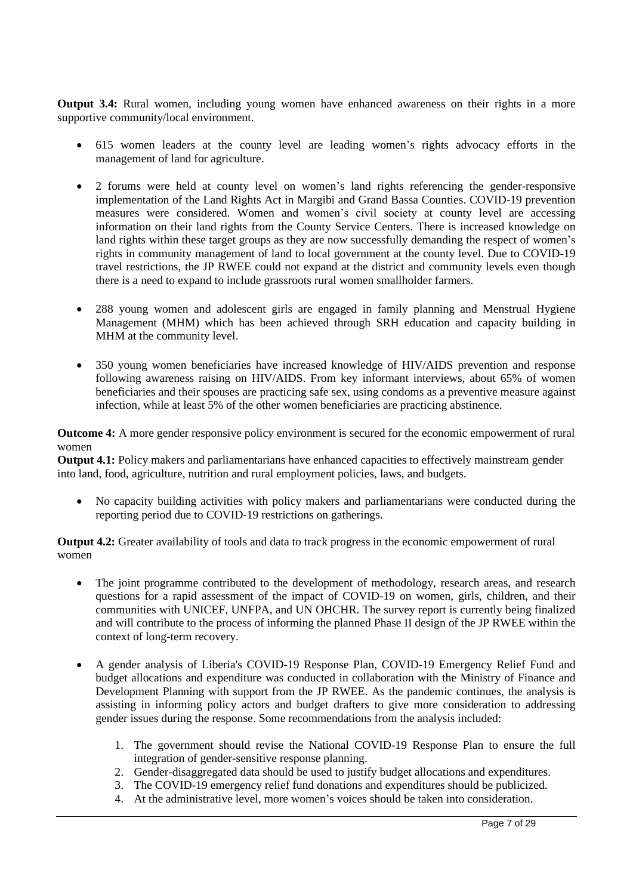**Output 3.4:** Rural women, including young women have enhanced awareness on their rights in a more supportive community/local environment.

- 615 women leaders at the county level are leading women's rights advocacy efforts in the management of land for agriculture.

- 2 forums were held at county level on women's land rights referencing the gender-responsive implementation of the Land Rights Act in Margibi and Grand Bassa Counties. COVID-19 prevention measures were considered. Women and women's civil society at county level are accessing information on their land rights from the County Service Centers. There is increased knowledge on land rights within these target groups as they are now successfully demanding the respect of women's rights in community management of land to local government at the county level. Due to COVID-19 travel restrictions, the JP RWEE could not expand at the district and community levels even though there is a need to expand to include grassroots rural women smallholder farmers.

- 288 young women and adolescent girls are engaged in family planning and Menstrual Hygiene Management (MHM) which has been achieved through SRH education and capacity building in MHM at the community level.

- 350 young women beneficiaries have increased knowledge of HIV/AIDS prevention and response following awareness raising on HIV/AIDS. From key informant interviews, about 65% of women beneficiaries and their spouses are practicing safe sex, using condoms as a preventive measure against infection, while at least 5% of the other women beneficiaries are practicing abstinence.

**Outcome 4:** A more gender responsive policy environment is secured for the economic empowerment of rural women

**Output 4.1:** Policy makers and parliamentarians have enhanced capacities to effectively mainstream gender into land, food, agriculture, nutrition and rural employment policies, laws, and budgets.

- No capacity building activities with policy makers and parliamentarians were conducted during the reporting period due to COVID-19 restrictions on gatherings.

**Output 4.2:** Greater availability of tools and data to track progress in the economic empowerment of rural women

- The joint programme contributed to the development of methodology, research areas, and research questions for a rapid assessment of the impact of COVID-19 on women, girls, children, and their communities with UNICEF, UNFPA, and UN OHCHR. The survey report is currently being finalized and will contribute to the process of informing the planned Phase II design of the JP RWEE within the context of long-term recovery.

- A gender analysis of Liberia's COVID-19 Response Plan, COVID-19 Emergency Relief Fund and budget allocations and expenditure was conducted in collaboration with the Ministry of Finance and Development Planning with support from the JP RWEE. As the pandemic continues, the analysis is assisting in informing policy actors and budget drafters to give more consideration to addressing gender issues during the response. Some recommendations from the analysis included:

    1. The government should revise the National COVID-19 Response Plan to ensure the full integration of gender-sensitive response planning.
    2. Gender-disaggregated data should be used to justify budget allocations and expenditures.
    3. The COVID-19 emergency relief fund donations and expenditures should be publicized.
    4. At the administrative level, more women's voices should be taken into consideration.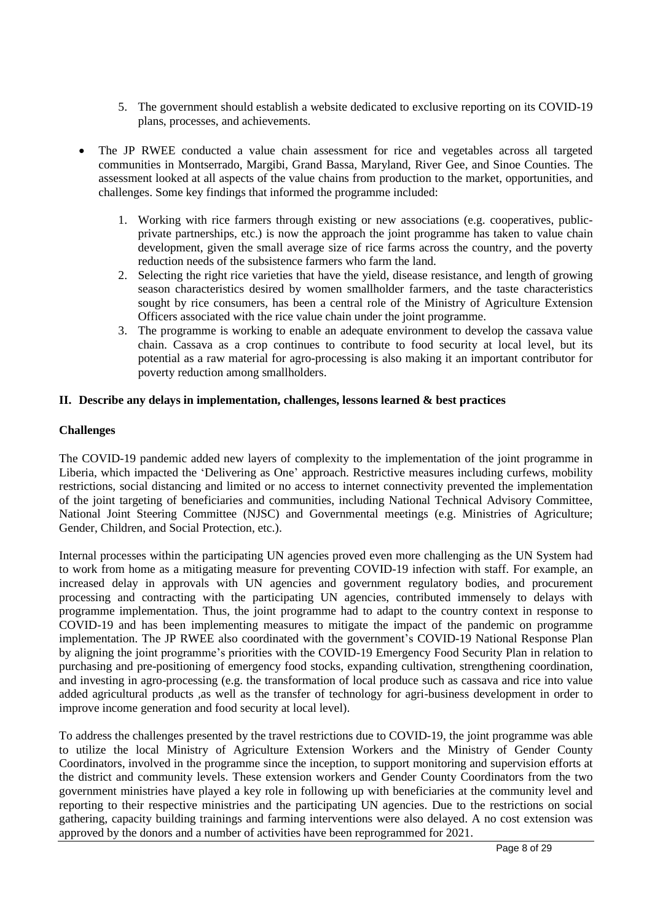5. The government should establish a website dedicated to exclusive reporting on its COVID-19 plans, processes, and achievements.

- The JP RWEE conducted a value chain assessment for rice and vegetables across all targeted communities in Montserrado, Margibi, Grand Bassa, Maryland, River Gee, and Sinoe Counties. The assessment looked at all aspects of the value chains from production to the market, opportunities, and challenges. Some key findings that informed the programme included:

  1. Working with rice farmers through existing or new associations (e.g. cooperatives, public-private partnerships, etc.) is now the approach the joint programme has taken to value chain development, given the small average size of rice farms across the country, and the poverty reduction needs of the subsistence farmers who farm the land.
  2. Selecting the right rice varieties that have the yield, disease resistance, and length of growing season characteristics desired by women smallholder farmers, and the taste characteristics sought by rice consumers, has been a central role of the Ministry of Agriculture Extension Officers associated with the rice value chain under the joint programme.
  3. The programme is working to enable an adequate environment to develop the cassava value chain. Cassava as a crop continues to contribute to food security at local level, but its potential as a raw material for agro-processing is also making it an important contributor for poverty reduction among smallholders.

## II. Describe any delays in implementation, challenges, lessons learned & best practices

### Challenges

The COVID-19 pandemic added new layers of complexity to the implementation of the joint programme in Liberia, which impacted the 'Delivering as One' approach. Restrictive measures including curfews, mobility restrictions, social distancing and limited or no access to internet connectivity prevented the implementation of the joint targeting of beneficiaries and communities, including National Technical Advisory Committee, National Joint Steering Committee (NJSC) and Governmental meetings (e.g. Ministries of Agriculture; Gender, Children, and Social Protection, etc.).

Internal processes within the participating UN agencies proved even more challenging as the UN System had to work from home as a mitigating measure for preventing COVID-19 infection with staff. For example, an increased delay in approvals with UN agencies and government regulatory bodies, and procurement processing and contracting with the participating UN agencies, contributed immensely to delays with programme implementation. Thus, the joint programme had to adapt to the country context in response to COVID-19 and has been implementing measures to mitigate the impact of the pandemic on programme implementation. The JP RWEE also coordinated with the government's COVID-19 National Response Plan by aligning the joint programme's priorities with the COVID-19 Emergency Food Security Plan in relation to purchasing and pre-positioning of emergency food stocks, expanding cultivation, strengthening coordination, and investing in agro-processing (e.g. the transformation of local produce such as cassava and rice into value added agricultural products ,as well as the transfer of technology for agri-business development in order to improve income generation and food security at local level).

To address the challenges presented by the travel restrictions due to COVID-19, the joint programme was able to utilize the local Ministry of Agriculture Extension Workers and the Ministry of Gender County Coordinators, involved in the programme since the inception, to support monitoring and supervision efforts at the district and community levels. These extension workers and Gender County Coordinators from the two government ministries have played a key role in following up with beneficiaries at the community level and reporting to their respective ministries and the participating UN agencies. Due to the restrictions on social gathering, capacity building trainings and farming interventions were also delayed. A no cost extension was approved by the donors and a number of activities have been reprogrammed for 2021.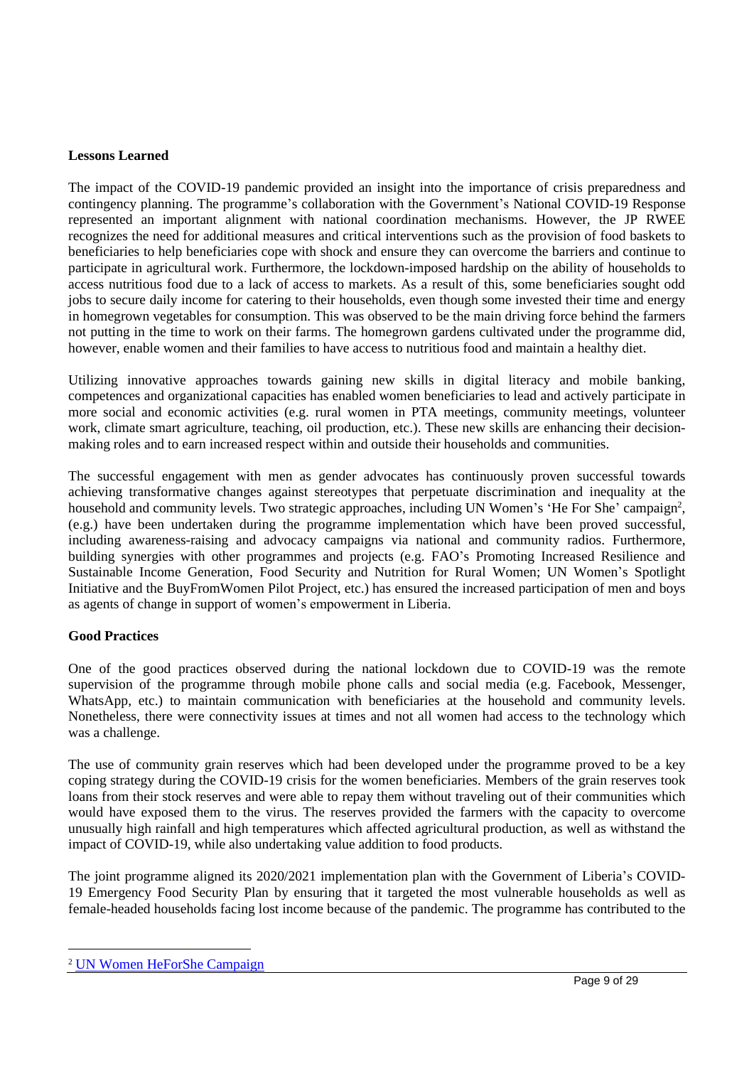**Lessons Learned**

The impact of the COVID-19 pandemic provided an insight into the importance of crisis preparedness and contingency planning. The programme's collaboration with the Government's National COVID-19 Response represented an important alignment with national coordination mechanisms. However, the JP RWEE recognizes the need for additional measures and critical interventions such as the provision of food baskets to beneficiaries to help beneficiaries cope with shock and ensure they can overcome the barriers and continue to participate in agricultural work. Furthermore, the lockdown-imposed hardship on the ability of households to access nutritious food due to a lack of access to markets. As a result of this, some beneficiaries sought odd jobs to secure daily income for catering to their households, even though some invested their time and energy in homegrown vegetables for consumption. This was observed to be the main driving force behind the farmers not putting in the time to work on their farms. The homegrown gardens cultivated under the programme did, however, enable women and their families to have access to nutritious food and maintain a healthy diet.

Utilizing innovative approaches towards gaining new skills in digital literacy and mobile banking, competences and organizational capacities has enabled women beneficiaries to lead and actively participate in more social and economic activities (e.g. rural women in PTA meetings, community meetings, volunteer work, climate smart agriculture, teaching, oil production, etc.). These new skills are enhancing their decision-making roles and to earn increased respect within and outside their households and communities.

The successful engagement with men as gender advocates has continuously proven successful towards achieving transformative changes against stereotypes that perpetuate discrimination and inequality at the household and community levels. Two strategic approaches, including UN Women's 'He For She' campaign[2], (e.g.) have been undertaken during the programme implementation which have been proved successful, including awareness-raising and advocacy campaigns via national and community radios. Furthermore, building synergies with other programmes and projects (e.g. FAO's Promoting Increased Resilience and Sustainable Income Generation, Food Security and Nutrition for Rural Women; UN Women's Spotlight Initiative and the BuyFromWomen Pilot Project, etc.) has ensured the increased participation of men and boys as agents of change in support of women's empowerment in Liberia.

**Good Practices**

One of the good practices observed during the national lockdown due to COVID-19 was the remote supervision of the programme through mobile phone calls and social media (e.g. Facebook, Messenger, WhatsApp, etc.) to maintain communication with beneficiaries at the household and community levels. Nonetheless, there were connectivity issues at times and not all women had access to the technology which was a challenge.

The use of community grain reserves which had been developed under the programme proved to be a key coping strategy during the COVID-19 crisis for the women beneficiaries. Members of the grain reserves took loans from their stock reserves and were able to repay them without traveling out of their communities which would have exposed them to the virus. The reserves provided the farmers with the capacity to overcome unusually high rainfall and high temperatures which affected agricultural production, as well as withstand the impact of COVID-19, while also undertaking value addition to food products.

The joint programme aligned its 2020/2021 implementation plan with the Government of Liberia's COVID-19 Emergency Food Security Plan by ensuring that it targeted the most vulnerable households as well as female-headed households facing lost income because of the pandemic. The programme has contributed to the

[2] UN Women HeForShe Campaign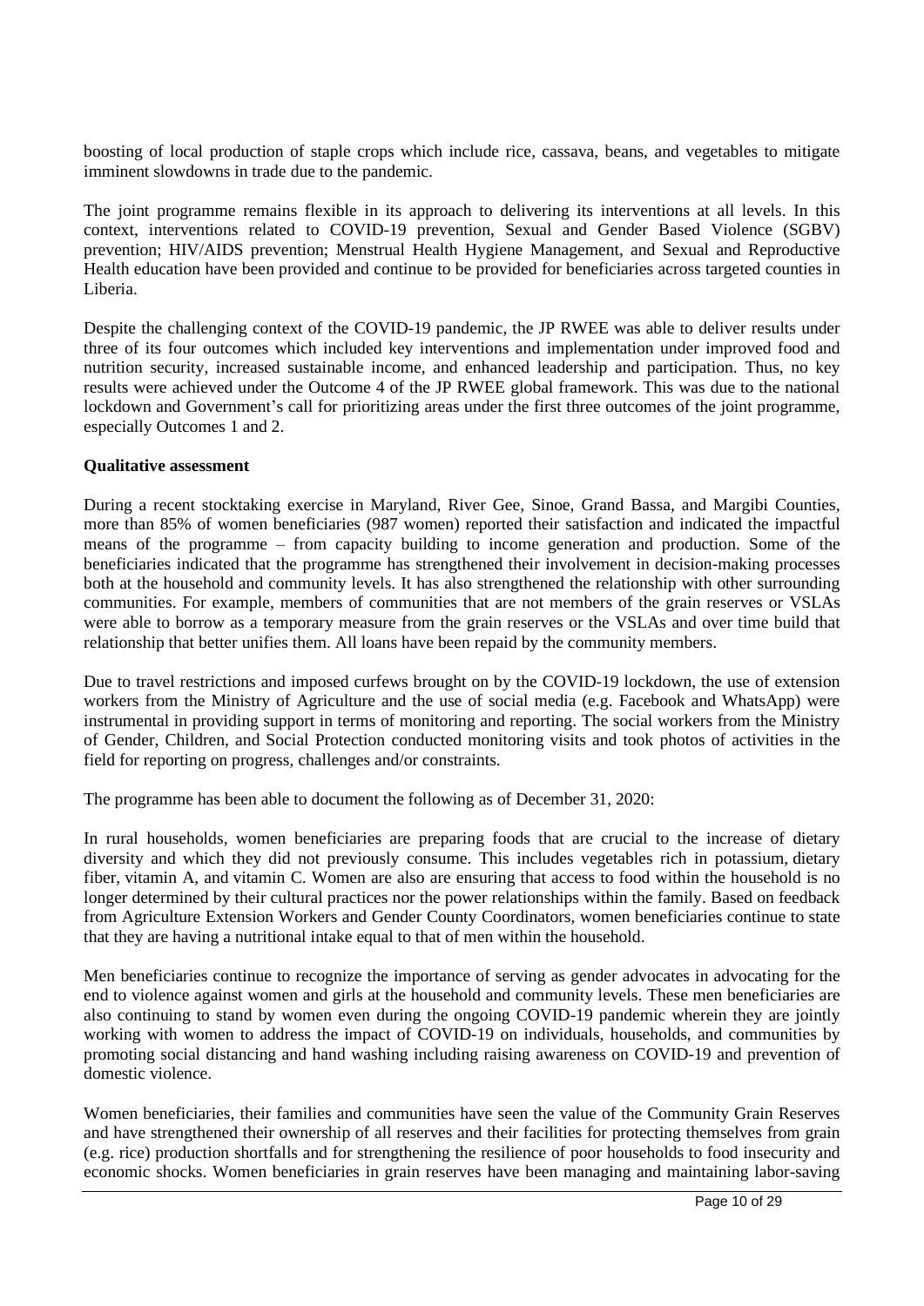boosting of local production of staple crops which include rice, cassava, beans, and vegetables to mitigate imminent slowdowns in trade due to the pandemic.

The joint programme remains flexible in its approach to delivering its interventions at all levels. In this context, interventions related to COVID-19 prevention, Sexual and Gender Based Violence (SGBV) prevention; HIV/AIDS prevention; Menstrual Health Hygiene Management, and Sexual and Reproductive Health education have been provided and continue to be provided for beneficiaries across targeted counties in Liberia.

Despite the challenging context of the COVID-19 pandemic, the JP RWEE was able to deliver results under three of its four outcomes which included key interventions and implementation under improved food and nutrition security, increased sustainable income, and enhanced leadership and participation. Thus, no key results were achieved under the Outcome 4 of the JP RWEE global framework. This was due to the national lockdown and Government's call for prioritizing areas under the first three outcomes of the joint programme, especially Outcomes 1 and 2.

**Qualitative assessment**

During a recent stocktaking exercise in Maryland, River Gee, Sinoe, Grand Bassa, and Margibi Counties, more than 85% of women beneficiaries (987 women) reported their satisfaction and indicated the impactful means of the programme – from capacity building to income generation and production. Some of the beneficiaries indicated that the programme has strengthened their involvement in decision-making processes both at the household and community levels. It has also strengthened the relationship with other surrounding communities. For example, members of communities that are not members of the grain reserves or VSLAs were able to borrow as a temporary measure from the grain reserves or the VSLAs and over time build that relationship that better unifies them. All loans have been repaid by the community members.

Due to travel restrictions and imposed curfews brought on by the COVID-19 lockdown, the use of extension workers from the Ministry of Agriculture and the use of social media (e.g. Facebook and WhatsApp) were instrumental in providing support in terms of monitoring and reporting. The social workers from the Ministry of Gender, Children, and Social Protection conducted monitoring visits and took photos of activities in the field for reporting on progress, challenges and/or constraints.

The programme has been able to document the following as of December 31, 2020:

In rural households, women beneficiaries are preparing foods that are crucial to the increase of dietary diversity and which they did not previously consume. This includes vegetables rich in potassium, dietary fiber, vitamin A, and vitamin C. Women are also are ensuring that access to food within the household is no longer determined by their cultural practices nor the power relationships within the family. Based on feedback from Agriculture Extension Workers and Gender County Coordinators, women beneficiaries continue to state that they are having a nutritional intake equal to that of men within the household.

Men beneficiaries continue to recognize the importance of serving as gender advocates in advocating for the end to violence against women and girls at the household and community levels. These men beneficiaries are also continuing to stand by women even during the ongoing COVID-19 pandemic wherein they are jointly working with women to address the impact of COVID-19 on individuals, households, and communities by promoting social distancing and hand washing including raising awareness on COVID-19 and prevention of domestic violence.

Women beneficiaries, their families and communities have seen the value of the Community Grain Reserves and have strengthened their ownership of all reserves and their facilities for protecting themselves from grain (e.g. rice) production shortfalls and for strengthening the resilience of poor households to food insecurity and economic shocks. Women beneficiaries in grain reserves have been managing and maintaining labor-saving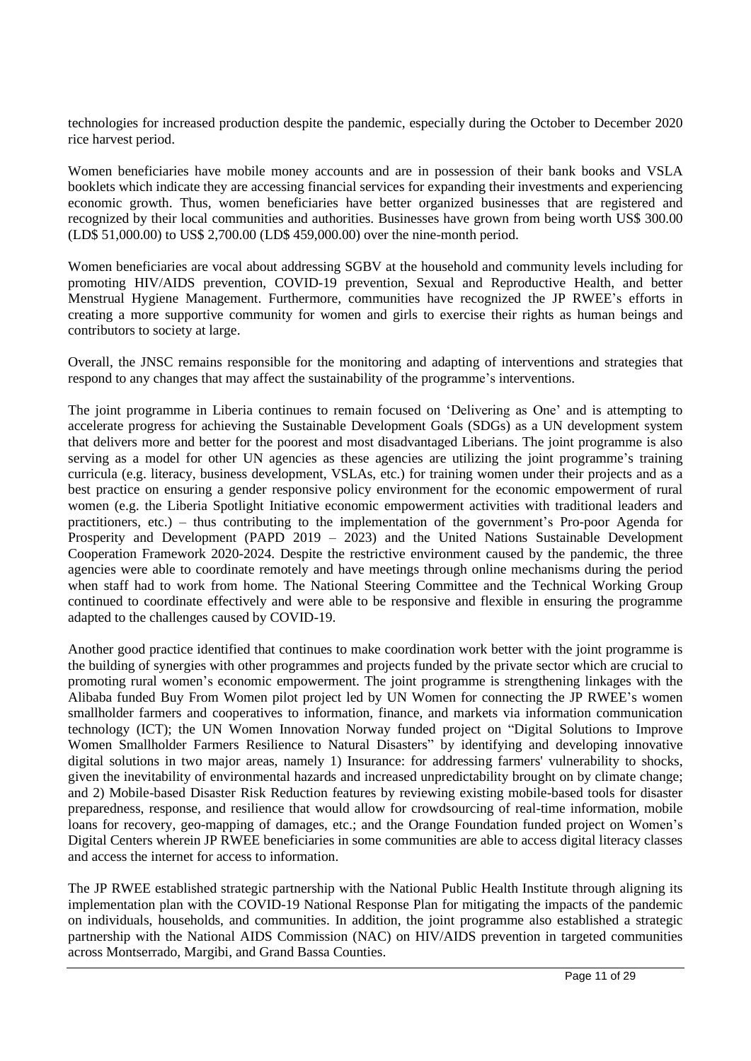technologies for increased production despite the pandemic, especially during the October to December 2020 rice harvest period.

Women beneficiaries have mobile money accounts and are in possession of their bank books and VSLA booklets which indicate they are accessing financial services for expanding their investments and experiencing economic growth. Thus, women beneficiaries have better organized businesses that are registered and recognized by their local communities and authorities. Businesses have grown from being worth US$ 300.00 (LD$ 51,000.00) to US$ 2,700.00 (LD$ 459,000.00) over the nine-month period.

Women beneficiaries are vocal about addressing SGBV at the household and community levels including for promoting HIV/AIDS prevention, COVID-19 prevention, Sexual and Reproductive Health, and better Menstrual Hygiene Management. Furthermore, communities have recognized the JP RWEE's efforts in creating a more supportive community for women and girls to exercise their rights as human beings and contributors to society at large.

Overall, the JNSC remains responsible for the monitoring and adapting of interventions and strategies that respond to any changes that may affect the sustainability of the programme's interventions.

The joint programme in Liberia continues to remain focused on 'Delivering as One' and is attempting to accelerate progress for achieving the Sustainable Development Goals (SDGs) as a UN development system that delivers more and better for the poorest and most disadvantaged Liberians. The joint programme is also serving as a model for other UN agencies as these agencies are utilizing the joint programme's training curricula (e.g. literacy, business development, VSLAs, etc.) for training women under their projects and as a best practice on ensuring a gender responsive policy environment for the economic empowerment of rural women (e.g. the Liberia Spotlight Initiative economic empowerment activities with traditional leaders and practitioners, etc.) – thus contributing to the implementation of the government's Pro-poor Agenda for Prosperity and Development (PAPD 2019 – 2023) and the United Nations Sustainable Development Cooperation Framework 2020-2024. Despite the restrictive environment caused by the pandemic, the three agencies were able to coordinate remotely and have meetings through online mechanisms during the period when staff had to work from home. The National Steering Committee and the Technical Working Group continued to coordinate effectively and were able to be responsive and flexible in ensuring the programme adapted to the challenges caused by COVID-19.

Another good practice identified that continues to make coordination work better with the joint programme is the building of synergies with other programmes and projects funded by the private sector which are crucial to promoting rural women's economic empowerment. The joint programme is strengthening linkages with the Alibaba funded Buy From Women pilot project led by UN Women for connecting the JP RWEE's women smallholder farmers and cooperatives to information, finance, and markets via information communication technology (ICT); the UN Women Innovation Norway funded project on "Digital Solutions to Improve Women Smallholder Farmers Resilience to Natural Disasters" by identifying and developing innovative digital solutions in two major areas, namely 1) Insurance: for addressing farmers' vulnerability to shocks, given the inevitability of environmental hazards and increased unpredictability brought on by climate change; and 2) Mobile-based Disaster Risk Reduction features by reviewing existing mobile-based tools for disaster preparedness, response, and resilience that would allow for crowdsourcing of real-time information, mobile loans for recovery, geo-mapping of damages, etc.; and the Orange Foundation funded project on Women's Digital Centers wherein JP RWEE beneficiaries in some communities are able to access digital literacy classes and access the internet for access to information.

The JP RWEE established strategic partnership with the National Public Health Institute through aligning its implementation plan with the COVID-19 National Response Plan for mitigating the impacts of the pandemic on individuals, households, and communities. In addition, the joint programme also established a strategic partnership with the National AIDS Commission (NAC) on HIV/AIDS prevention in targeted communities across Montserrado, Margibi, and Grand Bassa Counties.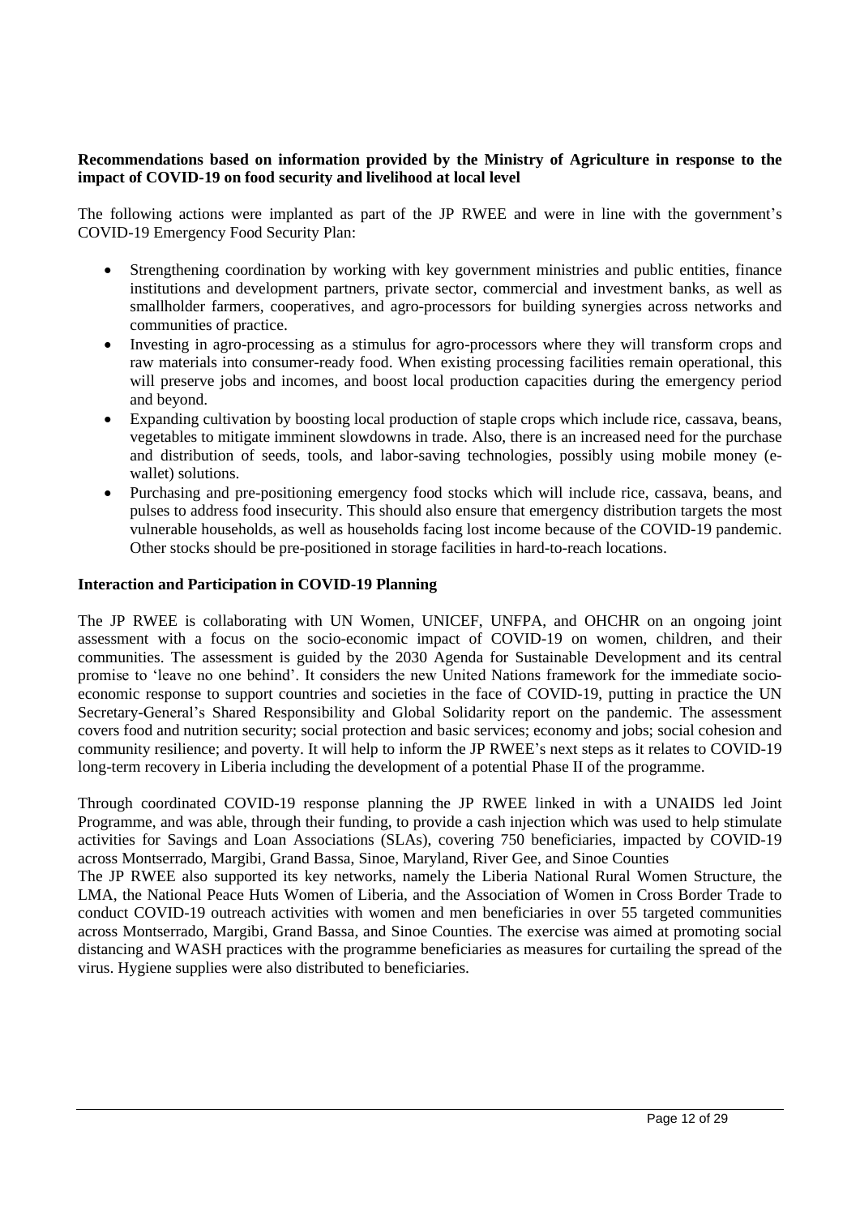**Recommendations based on information provided by the Ministry of Agriculture in response to the impact of COVID-19 on food security and livelihood at local level**

The following actions were implanted as part of the JP RWEE and were in line with the government's COVID-19 Emergency Food Security Plan:

- Strengthening coordination by working with key government ministries and public entities, finance institutions and development partners, private sector, commercial and investment banks, as well as smallholder farmers, cooperatives, and agro-processors for building synergies across networks and communities of practice.
- Investing in agro-processing as a stimulus for agro-processors where they will transform crops and raw materials into consumer-ready food. When existing processing facilities remain operational, this will preserve jobs and incomes, and boost local production capacities during the emergency period and beyond.
- Expanding cultivation by boosting local production of staple crops which include rice, cassava, beans, vegetables to mitigate imminent slowdowns in trade. Also, there is an increased need for the purchase and distribution of seeds, tools, and labor-saving technologies, possibly using mobile money (e-wallet) solutions.
- Purchasing and pre-positioning emergency food stocks which will include rice, cassava, beans, and pulses to address food insecurity. This should also ensure that emergency distribution targets the most vulnerable households, as well as households facing lost income because of the COVID-19 pandemic. Other stocks should be pre-positioned in storage facilities in hard-to-reach locations.

**Interaction and Participation in COVID-19 Planning**

The JP RWEE is collaborating with UN Women, UNICEF, UNFPA, and OHCHR on an ongoing joint assessment with a focus on the socio-economic impact of COVID-19 on women, children, and their communities. The assessment is guided by the 2030 Agenda for Sustainable Development and its central promise to 'leave no one behind'. It considers the new United Nations framework for the immediate socio-economic response to support countries and societies in the face of COVID-19, putting in practice the UN Secretary-General's Shared Responsibility and Global Solidarity report on the pandemic. The assessment covers food and nutrition security; social protection and basic services; economy and jobs; social cohesion and community resilience; and poverty. It will help to inform the JP RWEE's next steps as it relates to COVID-19 long-term recovery in Liberia including the development of a potential Phase II of the programme.

Through coordinated COVID-19 response planning the JP RWEE linked in with a UNAIDS led Joint Programme, and was able, through their funding, to provide a cash injection which was used to help stimulate activities for Savings and Loan Associations (SLAs), covering 750 beneficiaries, impacted by COVID-19 across Montserrado, Margibi, Grand Bassa, Sinoe, Maryland, River Gee, and Sinoe Counties

The JP RWEE also supported its key networks, namely the Liberia National Rural Women Structure, the LMA, the National Peace Huts Women of Liberia, and the Association of Women in Cross Border Trade to conduct COVID-19 outreach activities with women and men beneficiaries in over 55 targeted communities across Montserrado, Margibi, Grand Bassa, and Sinoe Counties. The exercise was aimed at promoting social distancing and WASH practices with the programme beneficiaries as measures for curtailing the spread of the virus. Hygiene supplies were also distributed to beneficiaries.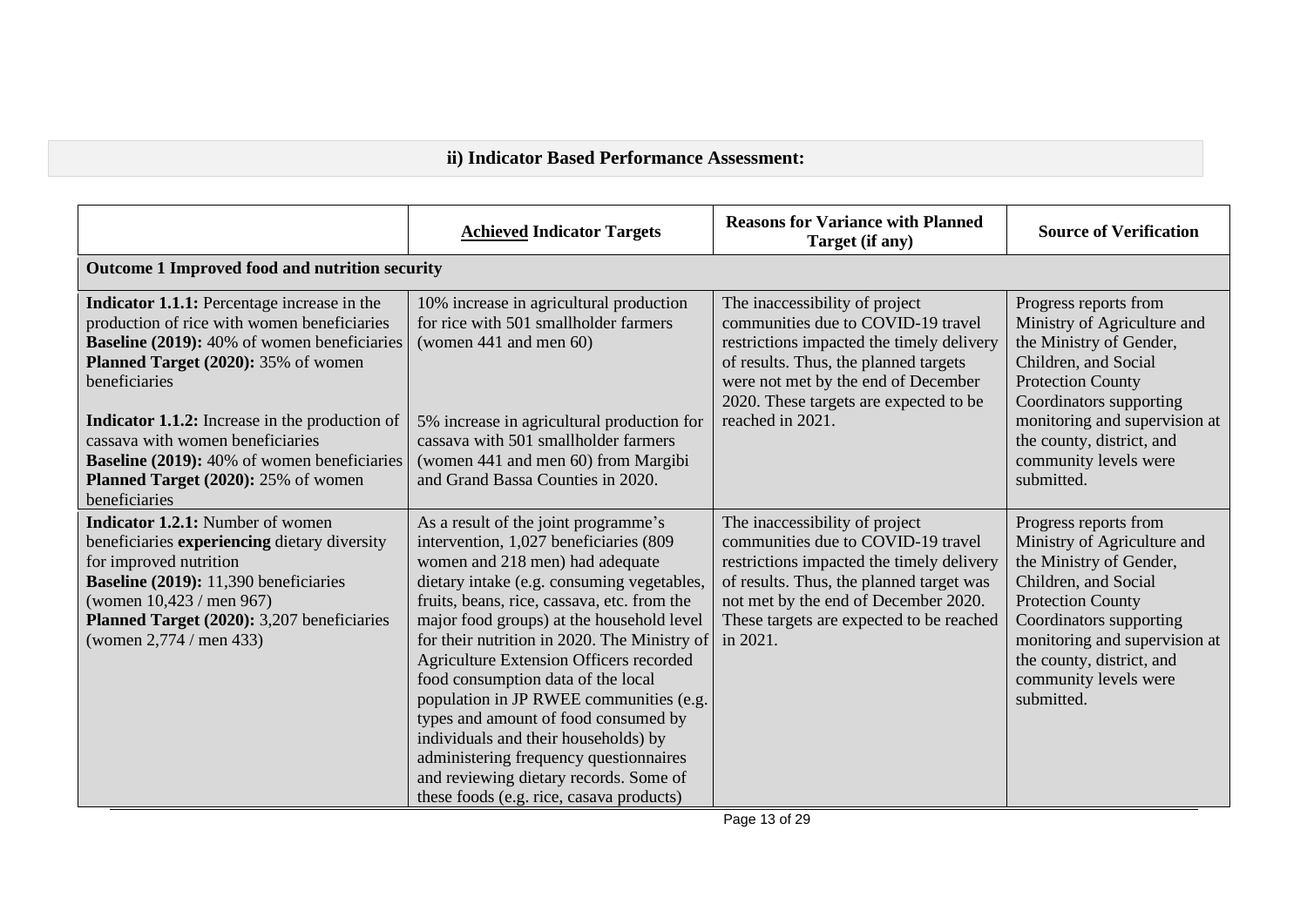## ii) Indicator Based Performance Assessment:

| | **Achieved Indicator Targets** | **Reasons for Variance with Planned Target (if any)** | **Source of Verification** |
|---|---|---|---|
| **Outcome 1 Improved food and nutrition security** | | | |
| **Indicator 1.1.1:** Percentage increase in the production of rice with women beneficiaries<br>**Baseline (2019):** 40% of women beneficiaries<br>**Planned Target (2020):** 35% of women beneficiaries<br><br>**Indicator 1.1.2:** Increase in the production of cassava with women beneficiaries<br>**Baseline (2019):** 40% of women beneficiaries<br>**Planned Target (2020):** 25% of women beneficiaries | 10% increase in agricultural production for rice with 501 smallholder farmers (women 441 and men 60)<br><br>5% increase in agricultural production for cassava with 501 smallholder farmers (women 441 and men 60) from Margibi and Grand Bassa Counties in 2020. | The inaccessibility of project communities due to COVID-19 travel restrictions impacted the timely delivery of results. Thus, the planned targets were not met by the end of December 2020. These targets are expected to be reached in 2021. | Progress reports from Ministry of Agriculture and the Ministry of Gender, Children, and Social Protection County Coordinators supporting monitoring and supervision at the county, district, and community levels were submitted. |
| **Indicator 1.2.1:** Number of women beneficiaries **experiencing** dietary diversity for improved nutrition<br>**Baseline (2019):** 11,390 beneficiaries (women 10,423 / men 967)<br>**Planned Target (2020):** 3,207 beneficiaries (women 2,774 / men 433) | As a result of the joint programme's intervention, 1,027 beneficiaries (809 women and 218 men) had adequate dietary intake (e.g. consuming vegetables, fruits, beans, rice, cassava, etc. from the major food groups) at the household level for their nutrition in 2020. The Ministry of Agriculture Extension Officers recorded food consumption data of the local population in JP RWEE communities (e.g. types and amount of food consumed by individuals and their households) by administering frequency questionnaires and reviewing dietary records. Some of these foods (e.g. rice, casava products) | The inaccessibility of project communities due to COVID-19 travel restrictions impacted the timely delivery of results. Thus, the planned target was not met by the end of December 2020. These targets are expected to be reached in 2021. | Progress reports from Ministry of Agriculture and the Ministry of Gender, Children, and Social Protection County Coordinators supporting monitoring and supervision at the county, district, and community levels were submitted. |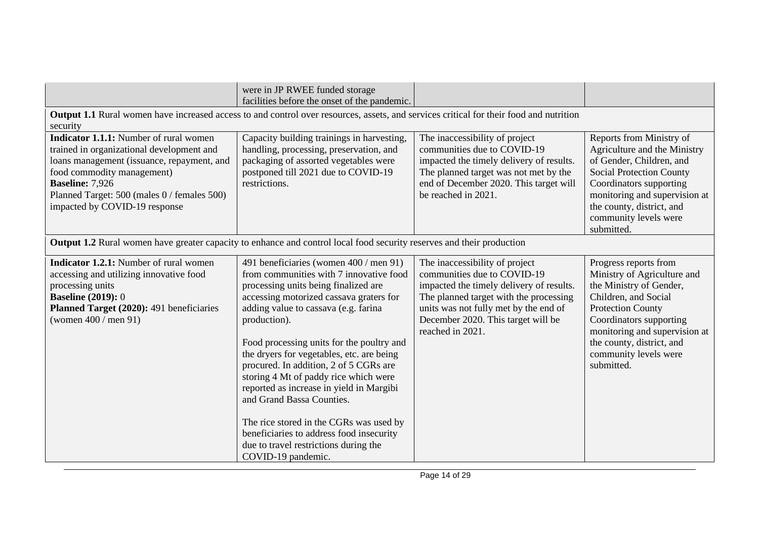| | | | |
|---|---|---|---|
| | were in JP RWEE funded storage facilities before the onset of the pandemic. | | |
| **Output 1.1** Rural women have increased access to and control over resources, assets, and services critical for their food and nutrition security | | | |
| **Indicator 1.1.1:** Number of rural women trained in organizational development and loans management (issuance, repayment, and food commodity management)<br>**Baseline:** 7,926<br>Planned Target: 500 (males 0 / females 500) impacted by COVID-19 response | Capacity building trainings in harvesting, handling, processing, preservation, and packaging of assorted vegetables were postponed till 2021 due to COVID-19 restrictions. | The inaccessibility of project communities due to COVID-19 impacted the timely delivery of results. The planned target was not met by the end of December 2020. This target will be reached in 2021. | Reports from Ministry of Agriculture and the Ministry of Gender, Children, and Social Protection County Coordinators supporting monitoring and supervision at the county, district, and community levels were submitted. |
| **Output 1.2** Rural women have greater capacity to enhance and control local food security reserves and their production | | | |
| **Indicator 1.2.1:** Number of rural women accessing and utilizing innovative food processing units<br>**Baseline (2019):** 0<br>**Planned Target (2020):** 491 beneficiaries (women 400 / men 91) | 491 beneficiaries (women 400 / men 91) from communities with 7 innovative food processing units being finalized are accessing motorized cassava graters for adding value to cassava (e.g. farina production).<br><br>Food processing units for the poultry and the dryers for vegetables, etc. are being procured. In addition, 2 of 5 CGRs are storing 4 Mt of paddy rice which were reported as increase in yield in Margibi and Grand Bassa Counties.<br><br>The rice stored in the CGRs was used by beneficiaries to address food insecurity due to travel restrictions during the COVID-19 pandemic. | The inaccessibility of project communities due to COVID-19 impacted the timely delivery of results. The planned target with the processing units was not fully met by the end of December 2020. This target will be reached in 2021. | Progress reports from Ministry of Agriculture and the Ministry of Gender, Children, and Social Protection County Coordinators supporting monitoring and supervision at the county, district, and community levels were submitted. |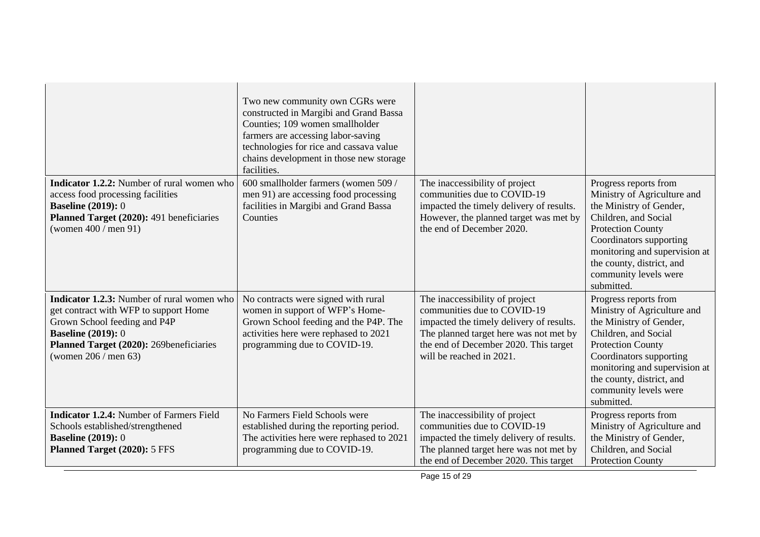| | | | |
|---|---|---|---|
| | Two new community own CGRs were constructed in Margibi and Grand Bassa Counties; 109 women smallholder farmers are accessing labor-saving technologies for rice and cassava value chains development in those new storage facilities. | | |
| **Indicator 1.2.2:** Number of rural women who access food processing facilities<br>**Baseline (2019):** 0<br>**Planned Target (2020):** 491 beneficiaries (women 400 / men 91) | 600 smallholder farmers (women 509 / men 91) are accessing food processing facilities in Margibi and Grand Bassa Counties | The inaccessibility of project communities due to COVID-19 impacted the timely delivery of results. However, the planned target was met by the end of December 2020. | Progress reports from Ministry of Agriculture and the Ministry of Gender, Children, and Social Protection County Coordinators supporting monitoring and supervision at the county, district, and community levels were submitted. |
| **Indicator 1.2.3:** Number of rural women who get contract with WFP to support Home Grown School feeding and P4P<br>**Baseline (2019):** 0<br>**Planned Target (2020):** 269beneficiaries (women 206 / men 63) | No contracts were signed with rural women in support of WFP's Home-Grown School feeding and the P4P. The activities here were rephased to 2021 programming due to COVID-19. | The inaccessibility of project communities due to COVID-19 impacted the timely delivery of results. The planned target here was not met by the end of December 2020. This target will be reached in 2021. | Progress reports from Ministry of Agriculture and the Ministry of Gender, Children, and Social Protection County Coordinators supporting monitoring and supervision at the county, district, and community levels were submitted. |
| **Indicator 1.2.4:** Number of Farmers Field Schools established/strengthened<br>**Baseline (2019):** 0<br>**Planned Target (2020):** 5 FFS | No Farmers Field Schools were established during the reporting period. The activities here were rephased to 2021 programming due to COVID-19. | The inaccessibility of project communities due to COVID-19 impacted the timely delivery of results. The planned target here was not met by the end of December 2020. This target | Progress reports from Ministry of Agriculture and the Ministry of Gender, Children, and Social Protection County |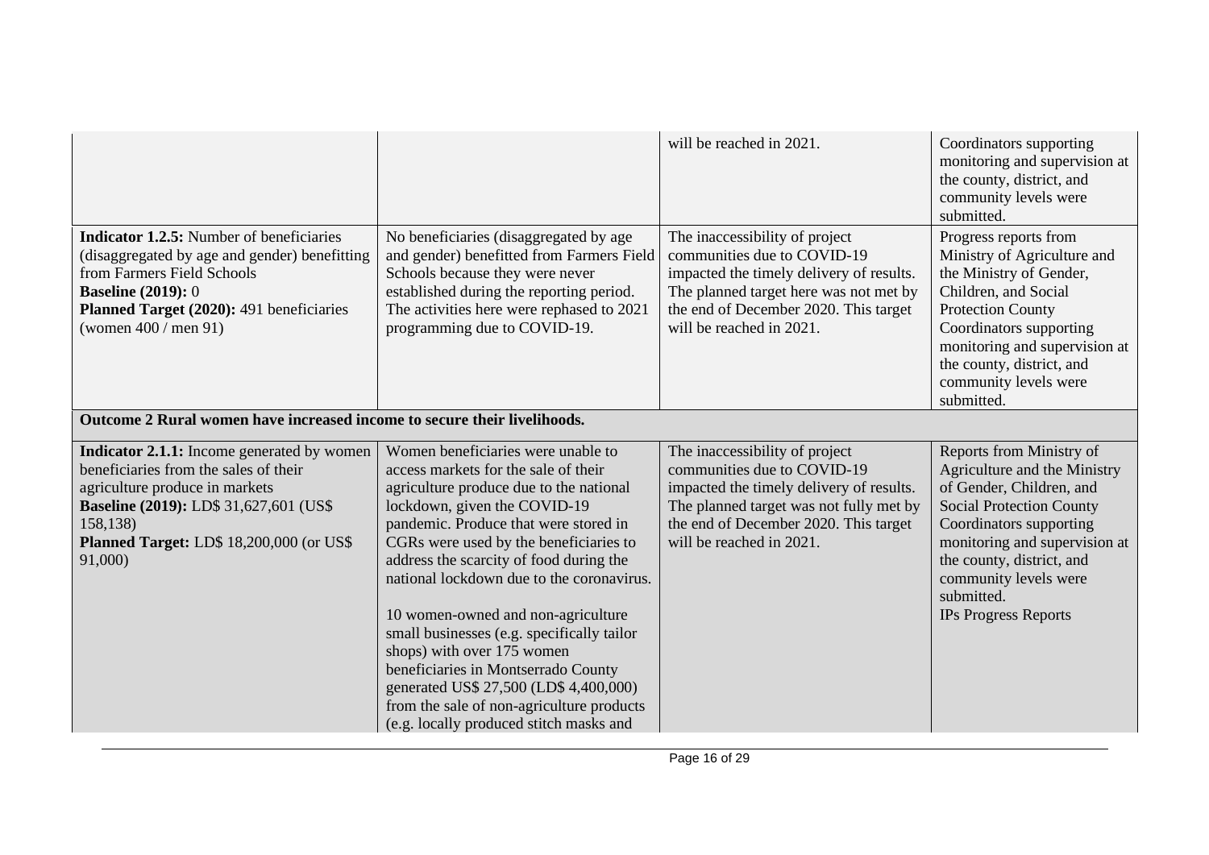| | | | |
|---|---|---|---|
| | | will be reached in 2021. | Coordinators supporting monitoring and supervision at the county, district, and community levels were submitted. |
| **Indicator 1.2.5:** Number of beneficiaries (disaggregated by age and gender) benefitting from Farmers Field Schools<br>**Baseline (2019):** 0<br>**Planned Target (2020):** 491 beneficiaries (women 400 / men 91) | No beneficiaries (disaggregated by age and gender) benefitted from Farmers Field Schools because they were never established during the reporting period. The activities here were rephased to 2021 programming due to COVID-19. | The inaccessibility of project communities due to COVID-19 impacted the timely delivery of results. The planned target here was not met by the end of December 2020. This target will be reached in 2021. | Progress reports from Ministry of Agriculture and the Ministry of Gender, Children, and Social Protection County Coordinators supporting monitoring and supervision at the county, district, and community levels were submitted. |
| **Outcome 2 Rural women have increased income to secure their livelihoods.** | | | |
| **Indicator 2.1.1:** Income generated by women beneficiaries from the sales of their agriculture produce in markets<br>**Baseline (2019):** LD$ 31,627,601 (US$ 158,138)<br>**Planned Target:** LD$ 18,200,000 (or US$ 91,000) | Women beneficiaries were unable to access markets for the sale of their agriculture produce due to the national lockdown, given the COVID-19 pandemic. Produce that were stored in CGRs were used by the beneficiaries to address the scarcity of food during the national lockdown due to the coronavirus.<br><br>10 women-owned and non-agriculture small businesses (e.g. specifically tailor shops) with over 175 women beneficiaries in Montserrado County generated US$ 27,500 (LD$ 4,400,000) from the sale of non-agriculture products (e.g. locally produced stitch masks and | The inaccessibility of project communities due to COVID-19 impacted the timely delivery of results. The planned target was not fully met by the end of December 2020. This target will be reached in 2021. | Reports from Ministry of Agriculture and the Ministry of Gender, Children, and Social Protection County Coordinators supporting monitoring and supervision at the county, district, and community levels were submitted.<br>IPs Progress Reports |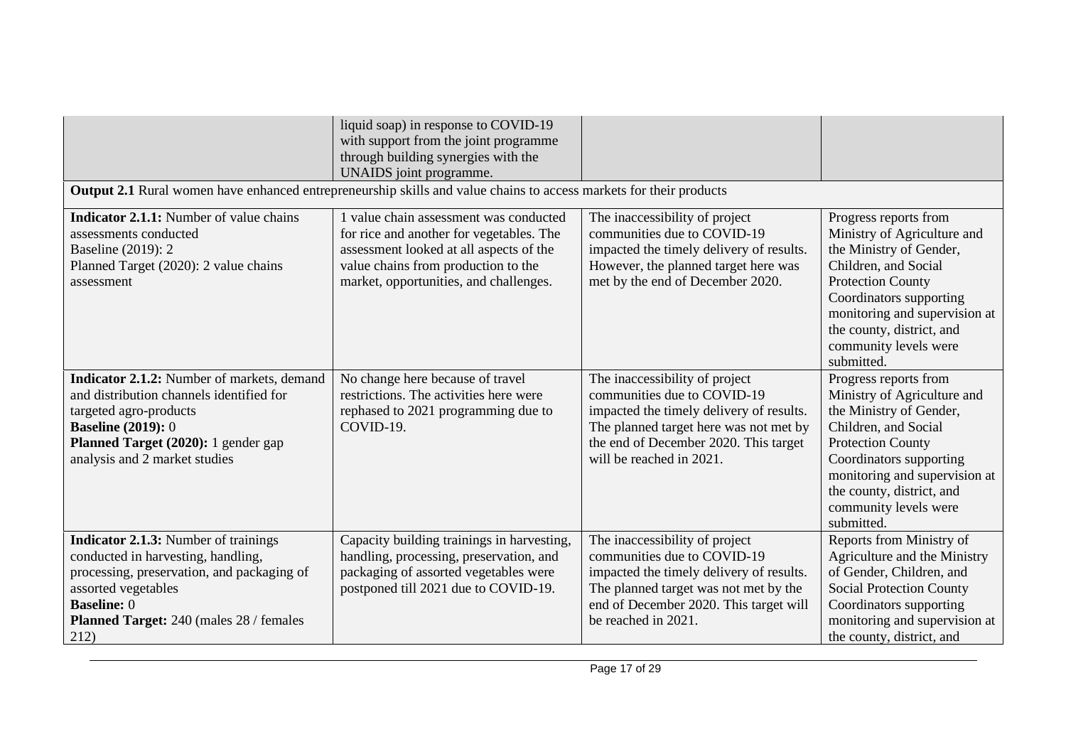| | | | |
|---|---|---|---|
| | liquid soap) in response to COVID-19 with support from the joint programme through building synergies with the UNAIDS joint programme. | | |
| **Output 2.1** Rural women have enhanced entrepreneurship skills and value chains to access markets for their products | | | |
| **Indicator 2.1.1:** Number of value chains assessments conducted<br>Baseline (2019): 2<br>Planned Target (2020): 2 value chains assessment | 1 value chain assessment was conducted for rice and another for vegetables. The assessment looked at all aspects of the value chains from production to the market, opportunities, and challenges. | The inaccessibility of project communities due to COVID-19 impacted the timely delivery of results. However, the planned target here was met by the end of December 2020. | Progress reports from Ministry of Agriculture and the Ministry of Gender, Children, and Social Protection County Coordinators supporting monitoring and supervision at the county, district, and community levels were submitted. |
| **Indicator 2.1.2:** Number of markets, demand and distribution channels identified for targeted agro-products<br>**Baseline (2019):** 0<br>**Planned Target (2020):** 1 gender gap analysis and 2 market studies | No change here because of travel restrictions. The activities here were rephased to 2021 programming due to COVID-19. | The inaccessibility of project communities due to COVID-19 impacted the timely delivery of results. The planned target here was not met by the end of December 2020. This target will be reached in 2021. | Progress reports from Ministry of Agriculture and the Ministry of Gender, Children, and Social Protection County Coordinators supporting monitoring and supervision at the county, district, and community levels were submitted. |
| **Indicator 2.1.3:** Number of trainings conducted in harvesting, handling, processing, preservation, and packaging of assorted vegetables<br>**Baseline:** 0<br>**Planned Target:** 240 (males 28 / females 212) | Capacity building trainings in harvesting, handling, processing, preservation, and packaging of assorted vegetables were postponed till 2021 due to COVID-19. | The inaccessibility of project communities due to COVID-19 impacted the timely delivery of results. The planned target was not met by the end of December 2020. This target will be reached in 2021. | Reports from Ministry of Agriculture and the Ministry of Gender, Children, and Social Protection County Coordinators supporting monitoring and supervision at the county, district, and |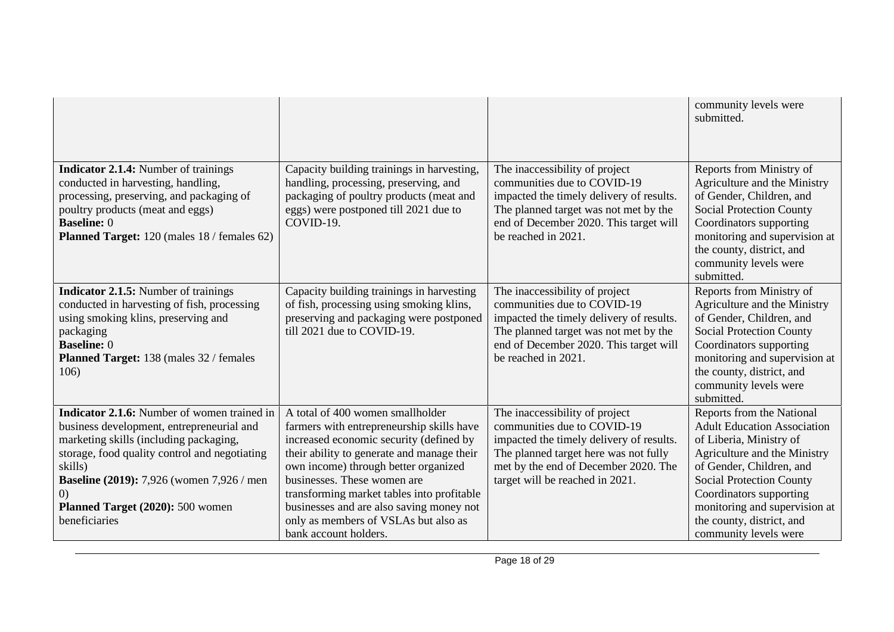| | | | |
|---|---|---|---|
| | | | community levels were submitted. |
| **Indicator 2.1.4:** Number of trainings conducted in harvesting, handling, processing, preserving, and packaging of poultry products (meat and eggs)<br>**Baseline:** 0<br>**Planned Target:** 120 (males 18 / females 62) | Capacity building trainings in harvesting, handling, processing, preserving, and packaging of poultry products (meat and eggs) were postponed till 2021 due to COVID-19. | The inaccessibility of project communities due to COVID-19 impacted the timely delivery of results. The planned target was not met by the end of December 2020. This target will be reached in 2021. | Reports from Ministry of Agriculture and the Ministry of Gender, Children, and Social Protection County Coordinators supporting monitoring and supervision at the county, district, and community levels were submitted. |
| **Indicator 2.1.5:** Number of trainings conducted in harvesting of fish, processing using smoking klins, preserving and packaging<br>**Baseline:** 0<br>**Planned Target:** 138 (males 32 / females 106) | Capacity building trainings in harvesting of fish, processing using smoking klins, preserving and packaging were postponed till 2021 due to COVID-19. | The inaccessibility of project communities due to COVID-19 impacted the timely delivery of results. The planned target was not met by the end of December 2020. This target will be reached in 2021. | Reports from Ministry of Agriculture and the Ministry of Gender, Children, and Social Protection County Coordinators supporting monitoring and supervision at the county, district, and community levels were submitted. |
| **Indicator 2.1.6:** Number of women trained in business development, entrepreneurial and marketing skills (including packaging, storage, food quality control and negotiating skills)<br>**Baseline (2019):** 7,926 (women 7,926 / men 0)<br>**Planned Target (2020):** 500 women beneficiaries | A total of 400 women smallholder farmers with entrepreneurship skills have increased economic security (defined by their ability to generate and manage their own income) through better organized businesses. These women are transforming market tables into profitable businesses and are also saving money not only as members of VSLAs but also as bank account holders. | The inaccessibility of project communities due to COVID-19 impacted the timely delivery of results. The planned target here was not fully met by the end of December 2020. The target will be reached in 2021. | Reports from the National Adult Education Association of Liberia, Ministry of Agriculture and the Ministry of Gender, Children, and Social Protection County Coordinators supporting monitoring and supervision at the county, district, and community levels were |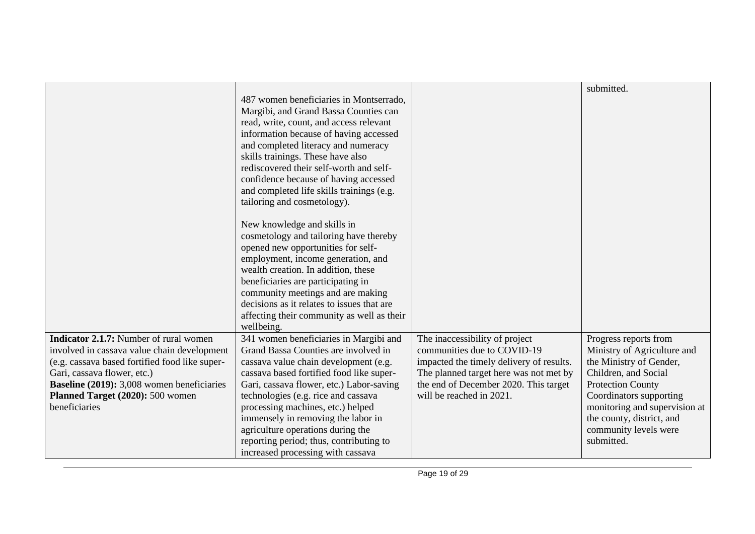| | | | |
|---|---|---|---|
| | 487 women beneficiaries in Montserrado, Margibi, and Grand Bassa Counties can read, write, count, and access relevant information because of having accessed and completed literacy and numeracy skills trainings. These have also rediscovered their self-worth and self-confidence because of having accessed and completed life skills trainings (e.g. tailoring and cosmetology).<br><br>New knowledge and skills in cosmetology and tailoring have thereby opened new opportunities for self-employment, income generation, and wealth creation. In addition, these beneficiaries are participating in community meetings and are making decisions as it relates to issues that are affecting their community as well as their wellbeing. | | submitted. |
| **Indicator 2.1.7:** Number of rural women involved in cassava value chain development (e.g. cassava based fortified food like super-Gari, cassava flower, etc.)<br>**Baseline (2019):** 3,008 women beneficiaries<br>**Planned Target (2020):** 500 women beneficiaries | 341 women beneficiaries in Margibi and Grand Bassa Counties are involved in cassava value chain development (e.g. cassava based fortified food like super-Gari, cassava flower, etc.) Labor-saving technologies (e.g. rice and cassava processing machines, etc.) helped immensely in removing the labor in agriculture operations during the reporting period; thus, contributing to increased processing with cassava | The inaccessibility of project communities due to COVID-19 impacted the timely delivery of results. The planned target here was not met by the end of December 2020. This target will be reached in 2021. | Progress reports from Ministry of Agriculture and the Ministry of Gender, Children, and Social Protection County Coordinators supporting monitoring and supervision at the county, district, and community levels were submitted. |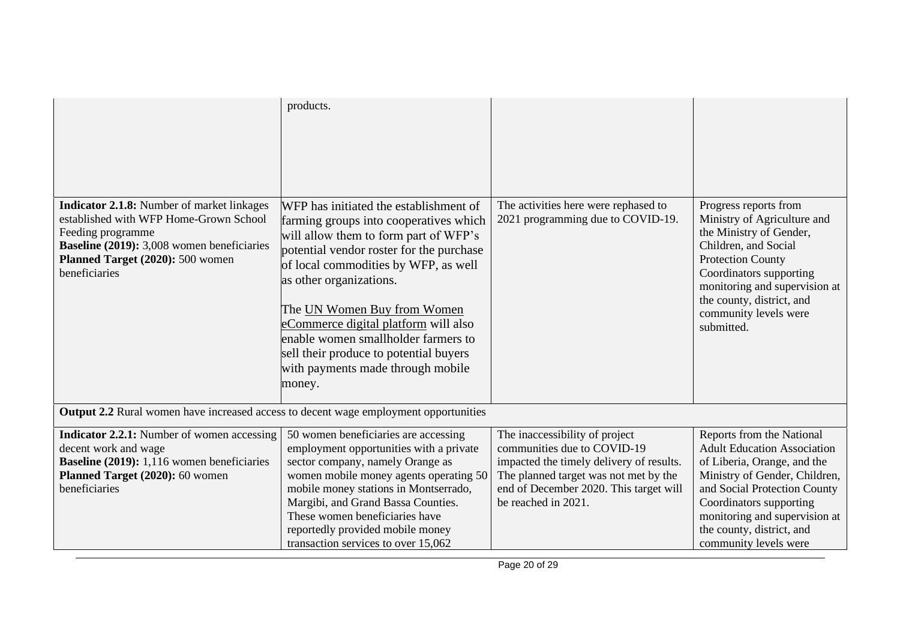| | | | |
|---|---|---|---|
| | products. | | |
| **Indicator 2.1.8:** Number of market linkages established with WFP Home-Grown School Feeding programme<br>**Baseline (2019):** 3,008 women beneficiaries<br>**Planned Target (2020):** 500 women beneficiaries | WFP has initiated the establishment of farming groups into cooperatives which will allow them to form part of WFP's potential vendor roster for the purchase of local commodities by WFP, as well as other organizations.<br><br>The UN Women Buy from Women eCommerce digital platform will also enable women smallholder farmers to sell their produce to potential buyers with payments made through mobile money. | The activities here were rephased to 2021 programming due to COVID-19. | Progress reports from Ministry of Agriculture and the Ministry of Gender, Children, and Social Protection County Coordinators supporting monitoring and supervision at the county, district, and community levels were submitted. |
| **Output 2.2** Rural women have increased access to decent wage employment opportunities | | | |
| **Indicator 2.2.1:** Number of women accessing decent work and wage<br>**Baseline (2019):** 1,116 women beneficiaries<br>**Planned Target (2020):** 60 women beneficiaries | 50 women beneficiaries are accessing employment opportunities with a private sector company, namely Orange as women mobile money agents operating 50 mobile money stations in Montserrado, Margibi, and Grand Bassa Counties. These women beneficiaries have reportedly provided mobile money transaction services to over 15,062 | The inaccessibility of project communities due to COVID-19 impacted the timely delivery of results. The planned target was not met by the end of December 2020. This target will be reached in 2021. | Reports from the National Adult Education Association of Liberia, Orange, and the Ministry of Gender, Children, and Social Protection County Coordinators supporting monitoring and supervision at the county, district, and community levels were |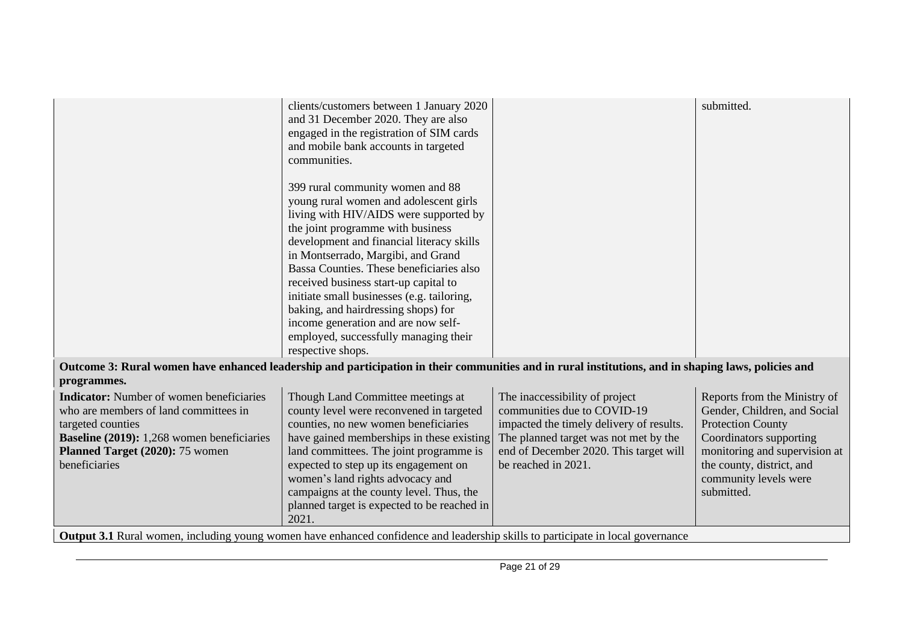| | | | |
|---|---|---|---|
| | clients/customers between 1 January 2020 and 31 December 2020. They are also engaged in the registration of SIM cards and mobile bank accounts in targeted communities.<br><br>399 rural community women and 88 young rural women and adolescent girls living with HIV/AIDS were supported by the joint programme with business development and financial literacy skills in Montserrado, Margibi, and Grand Bassa Counties. These beneficiaries also received business start-up capital to initiate small businesses (e.g. tailoring, baking, and hairdressing shops) for income generation and are now self-employed, successfully managing their respective shops. | | submitted. |
| **Outcome 3: Rural women have enhanced leadership and participation in their communities and in rural institutions, and in shaping laws, policies and programmes.** | | | |
| **Indicator:** Number of women beneficiaries who are members of land committees in targeted counties<br>**Baseline (2019):** 1,268 women beneficiaries<br>**Planned Target (2020):** 75 women beneficiaries | Though Land Committee meetings at county level were reconvened in targeted counties, no new women beneficiaries have gained memberships in these existing land committees. The joint programme is expected to step up its engagement on women's land rights advocacy and campaigns at the county level. Thus, the planned target is expected to be reached in 2021. | The inaccessibility of project communities due to COVID-19 impacted the timely delivery of results. The planned target was not met by the end of December 2020. This target will be reached in 2021. | Reports from the Ministry of Gender, Children, and Social Protection County Coordinators supporting monitoring and supervision at the county, district, and community levels were submitted. |
| **Output 3.1** Rural women, including young women have enhanced confidence and leadership skills to participate in local governance | | | |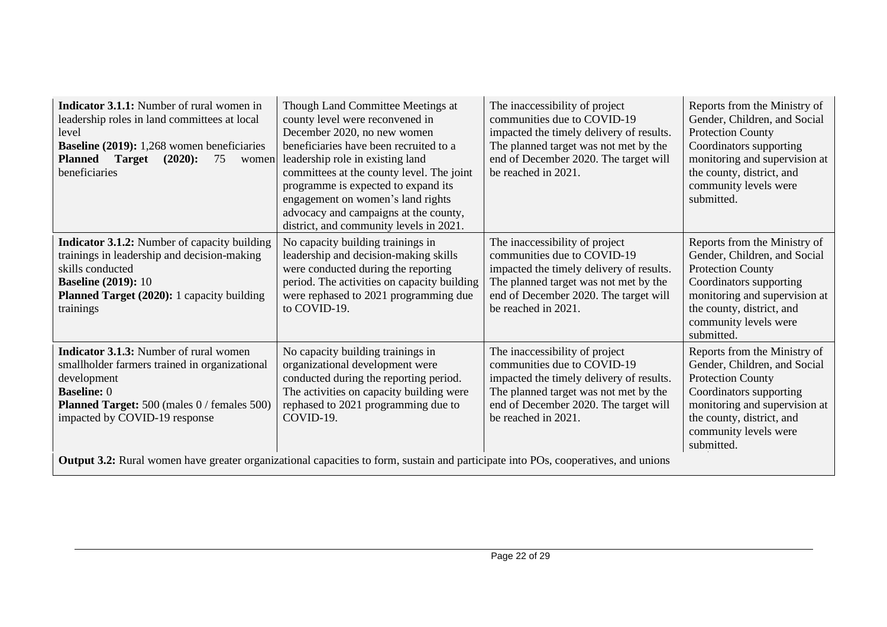| | | | |
|---|---|---|---|
| **Indicator 3.1.1:** Number of rural women in leadership roles in land committees at local level<br>**Baseline (2019):** 1,268 women beneficiaries<br>**Planned Target (2020):** 75 women beneficiaries | Though Land Committee Meetings at county level were reconvened in December 2020, no new women beneficiaries have been recruited to a leadership role in existing land committees at the county level. The joint programme is expected to expand its engagement on women's land rights advocacy and campaigns at the county, district, and community levels in 2021. | The inaccessibility of project communities due to COVID-19 impacted the timely delivery of results. The planned target was not met by the end of December 2020. The target will be reached in 2021. | Reports from the Ministry of Gender, Children, and Social Protection County Coordinators supporting monitoring and supervision at the county, district, and community levels were submitted. |
| **Indicator 3.1.2:** Number of capacity building trainings in leadership and decision-making skills conducted<br>**Baseline (2019):** 10<br>**Planned Target (2020):** 1 capacity building trainings | No capacity building trainings in leadership and decision-making skills were conducted during the reporting period. The activities on capacity building were rephased to 2021 programming due to COVID-19. | The inaccessibility of project communities due to COVID-19 impacted the timely delivery of results. The planned target was not met by the end of December 2020. The target will be reached in 2021. | Reports from the Ministry of Gender, Children, and Social Protection County Coordinators supporting monitoring and supervision at the county, district, and community levels were submitted. |
| **Indicator 3.1.3:** Number of rural women smallholder farmers trained in organizational development<br>**Baseline:** 0<br>**Planned Target:** 500 (males 0 / females 500) impacted by COVID-19 response | No capacity building trainings in organizational development were conducted during the reporting period. The activities on capacity building were rephased to 2021 programming due to COVID-19. | The inaccessibility of project communities due to COVID-19 impacted the timely delivery of results. The planned target was not met by the end of December 2020. The target will be reached in 2021. | Reports from the Ministry of Gender, Children, and Social Protection County Coordinators supporting monitoring and supervision at the county, district, and community levels were submitted. |
| **Output 3.2:** Rural women have greater organizational capacities to form, sustain and participate into POs, cooperatives, and unions | | | |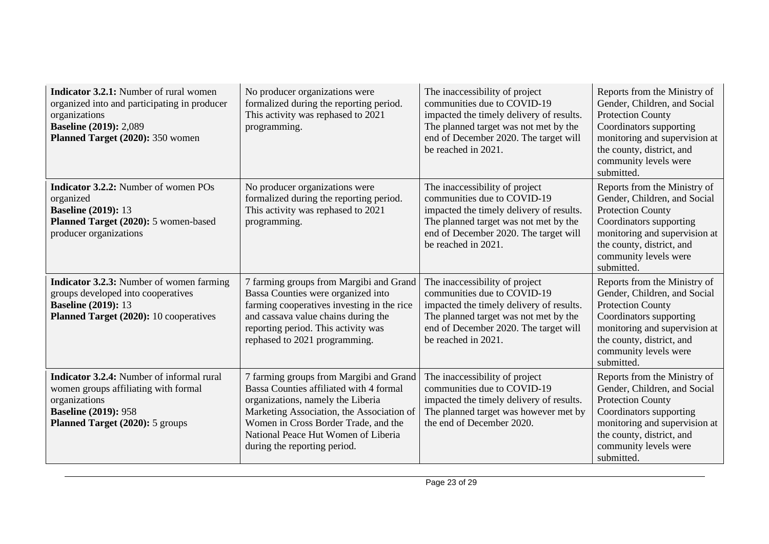| | | | |
|---|---|---|---|
| **Indicator 3.2.1:** Number of rural women organized into and participating in producer organizations<br>**Baseline (2019):** 2,089<br>**Planned Target (2020):** 350 women | No producer organizations were formalized during the reporting period. This activity was rephased to 2021 programming. | The inaccessibility of project communities due to COVID-19 impacted the timely delivery of results. The planned target was not met by the end of December 2020. The target will be reached in 2021. | Reports from the Ministry of Gender, Children, and Social Protection County Coordinators supporting monitoring and supervision at the county, district, and community levels were submitted. |
| **Indicator 3.2.2:** Number of women POs organized<br>**Baseline (2019):** 13<br>**Planned Target (2020):** 5 women-based producer organizations | No producer organizations were formalized during the reporting period. This activity was rephased to 2021 programming. | The inaccessibility of project communities due to COVID-19 impacted the timely delivery of results. The planned target was not met by the end of December 2020. The target will be reached in 2021. | Reports from the Ministry of Gender, Children, and Social Protection County Coordinators supporting monitoring and supervision at the county, district, and community levels were submitted. |
| **Indicator 3.2.3:** Number of women farming groups developed into cooperatives<br>**Baseline (2019):** 13<br>**Planned Target (2020):** 10 cooperatives | 7 farming groups from Margibi and Grand Bassa Counties were organized into farming cooperatives investing in the rice and cassava value chains during the reporting period. This activity was rephased to 2021 programming. | The inaccessibility of project communities due to COVID-19 impacted the timely delivery of results. The planned target was not met by the end of December 2020. The target will be reached in 2021. | Reports from the Ministry of Gender, Children, and Social Protection County Coordinators supporting monitoring and supervision at the county, district, and community levels were submitted. |
| **Indicator 3.2.4:** Number of informal rural women groups affiliating with formal organizations<br>**Baseline (2019):** 958<br>**Planned Target (2020):** 5 groups | 7 farming groups from Margibi and Grand Bassa Counties affiliated with 4 formal organizations, namely the Liberia Marketing Association, the Association of Women in Cross Border Trade, and the National Peace Hut Women of Liberia during the reporting period. | The inaccessibility of project communities due to COVID-19 impacted the timely delivery of results. The planned target was however met by the end of December 2020. | Reports from the Ministry of Gender, Children, and Social Protection County Coordinators supporting monitoring and supervision at the county, district, and community levels were submitted. |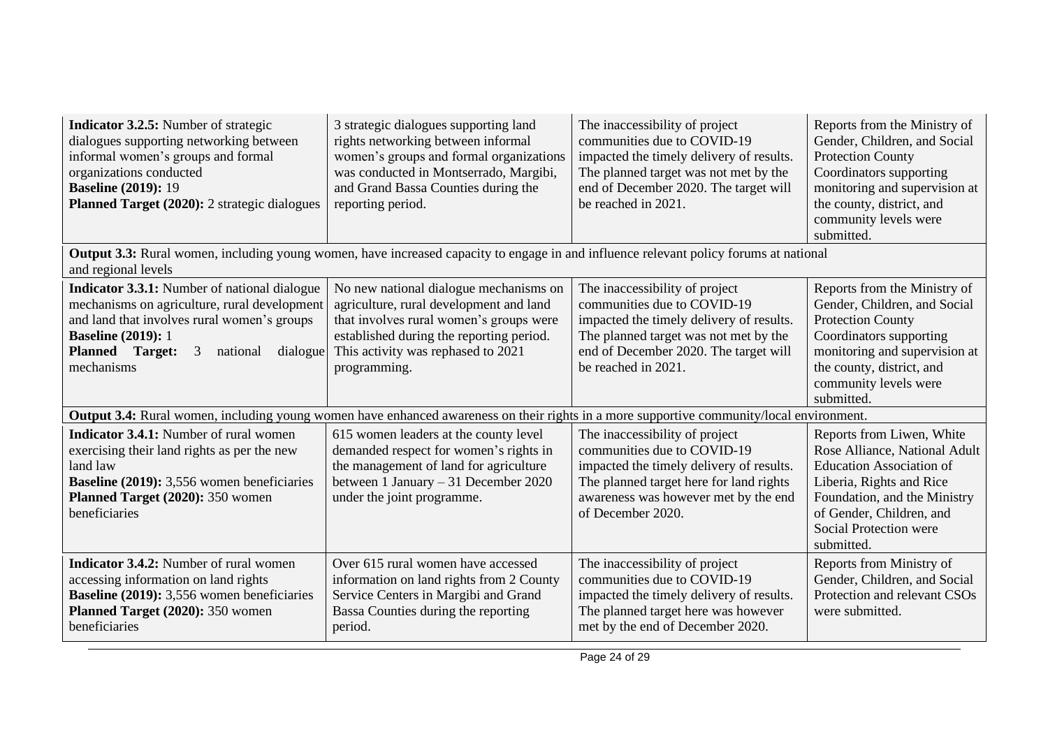| | | | |
|---|---|---|---|
| **Indicator 3.2.5:** Number of strategic dialogues supporting networking between informal women's groups and formal organizations conducted<br>**Baseline (2019):** 19<br>**Planned Target (2020):** 2 strategic dialogues | 3 strategic dialogues supporting land rights networking between informal women's groups and formal organizations was conducted in Montserrado, Margibi, and Grand Bassa Counties during the reporting period. | The inaccessibility of project communities due to COVID-19 impacted the timely delivery of results. The planned target was not met by the end of December 2020. The target will be reached in 2021. | Reports from the Ministry of Gender, Children, and Social Protection County Coordinators supporting monitoring and supervision at the county, district, and community levels were submitted. |
| **Output 3.3:** Rural women, including young women, have increased capacity to engage in and influence relevant policy forums at national and regional levels | | | |
| **Indicator 3.3.1:** Number of national dialogue mechanisms on agriculture, rural development and land that involves rural women's groups<br>**Baseline (2019):** 1<br>**Planned Target:** 3 national dialogue mechanisms | No new national dialogue mechanisms on agriculture, rural development and land that involves rural women's groups were established during the reporting period. This activity was rephased to 2021 programming. | The inaccessibility of project communities due to COVID-19 impacted the timely delivery of results. The planned target was not met by the end of December 2020. The target will be reached in 2021. | Reports from the Ministry of Gender, Children, and Social Protection County Coordinators supporting monitoring and supervision at the county, district, and community levels were submitted. |
| **Output 3.4:** Rural women, including young women have enhanced awareness on their rights in a more supportive community/local environment. | | | |
| **Indicator 3.4.1:** Number of rural women exercising their land rights as per the new land law<br>**Baseline (2019):** 3,556 women beneficiaries<br>**Planned Target (2020):** 350 women beneficiaries | 615 women leaders at the county level demanded respect for women's rights in the management of land for agriculture between 1 January – 31 December 2020 under the joint programme. | The inaccessibility of project communities due to COVID-19 impacted the timely delivery of results. The planned target here for land rights awareness was however met by the end of December 2020. | Reports from Liwen, White Rose Alliance, National Adult Education Association of Liberia, Rights and Rice Foundation, and the Ministry of Gender, Children, and Social Protection were submitted. |
| **Indicator 3.4.2:** Number of rural women accessing information on land rights<br>**Baseline (2019):** 3,556 women beneficiaries<br>**Planned Target (2020):** 350 women beneficiaries | Over 615 rural women have accessed information on land rights from 2 County Service Centers in Margibi and Grand Bassa Counties during the reporting period. | The inaccessibility of project communities due to COVID-19 impacted the timely delivery of results. The planned target here was however met by the end of December 2020. | Reports from Ministry of Gender, Children, and Social Protection and relevant CSOs were submitted. |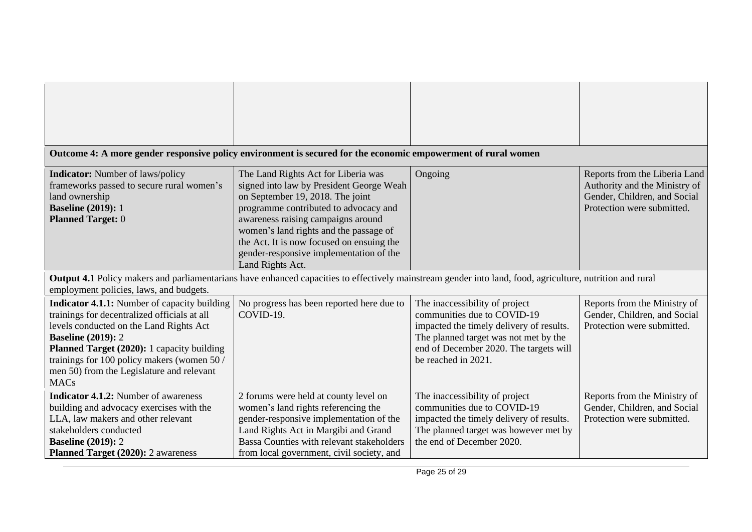| | | | |
|---|---|---|---|
| | | | |
| **Outcome 4: A more gender responsive policy environment is secured for the economic empowerment of rural women** | | | |
| **Indicator:** Number of laws/policy frameworks passed to secure rural women's land ownership<br>**Baseline (2019):** 1<br>**Planned Target:** 0 | The Land Rights Act for Liberia was signed into law by President George Weah on September 19, 2018. The joint programme contributed to advocacy and awareness raising campaigns around women's land rights and the passage of the Act. It is now focused on ensuing the gender-responsive implementation of the Land Rights Act. | Ongoing | Reports from the Liberia Land Authority and the Ministry of Gender, Children, and Social Protection were submitted. |
| **Output 4.1** Policy makers and parliamentarians have enhanced capacities to effectively mainstream gender into land, food, agriculture, nutrition and rural employment policies, laws, and budgets. | | | |
| **Indicator 4.1.1:** Number of capacity building trainings for decentralized officials at all levels conducted on the Land Rights Act<br>**Baseline (2019):** 2<br>**Planned Target (2020):** 1 capacity building trainings for 100 policy makers (women 50 / men 50) from the Legislature and relevant MACs | No progress has been reported here due to COVID-19. | The inaccessibility of project communities due to COVID-19 impacted the timely delivery of results. The planned target was not met by the end of December 2020. The targets will be reached in 2021. | Reports from the Ministry of Gender, Children, and Social Protection were submitted. |
| **Indicator 4.1.2:** Number of awareness building and advocacy exercises with the LLA, law makers and other relevant stakeholders conducted<br>**Baseline (2019):** 2<br>**Planned Target (2020):** 2 awareness | 2 forums were held at county level on women's land rights referencing the gender-responsive implementation of the Land Rights Act in Margibi and Grand Bassa Counties with relevant stakeholders from local government, civil society, and | The inaccessibility of project communities due to COVID-19 impacted the timely delivery of results. The planned target was however met by the end of December 2020. | Reports from the Ministry of Gender, Children, and Social Protection were submitted. |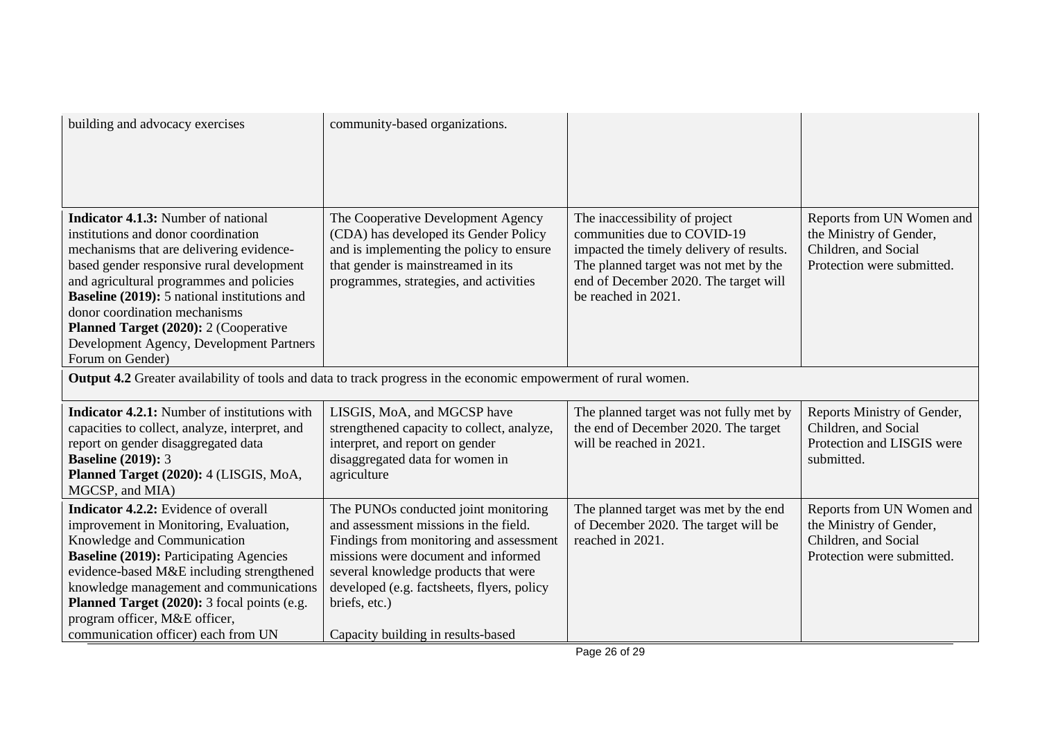| | | | |
|---|---|---|---|
| building and advocacy exercises | community-based organizations. | | |
| **Indicator 4.1.3:** Number of national institutions and donor coordination mechanisms that are delivering evidence-based gender responsive rural development and agricultural programmes and policies<br>**Baseline (2019):** 5 national institutions and donor coordination mechanisms<br>**Planned Target (2020):** 2 (Cooperative Development Agency, Development Partners Forum on Gender) | The Cooperative Development Agency (CDA) has developed its Gender Policy and is implementing the policy to ensure that gender is mainstreamed in its programmes, strategies, and activities | The inaccessibility of project communities due to COVID-19 impacted the timely delivery of results. The planned target was not met by the end of December 2020. The target will be reached in 2021. | Reports from UN Women and the Ministry of Gender, Children, and Social Protection were submitted. |
| **Output 4.2** Greater availability of tools and data to track progress in the economic empowerment of rural women. | | | |
| **Indicator 4.2.1:** Number of institutions with capacities to collect, analyze, interpret, and report on gender disaggregated data<br>**Baseline (2019):** 3<br>**Planned Target (2020):** 4 (LISGIS, MoA, MGCSP, and MIA) | LISGIS, MoA, and MGCSP have strengthened capacity to collect, analyze, interpret, and report on gender disaggregated data for women in agriculture | The planned target was not fully met by the end of December 2020. The target will be reached in 2021. | Reports Ministry of Gender, Children, and Social Protection and LISGIS were submitted. |
| **Indicator 4.2.2:** Evidence of overall improvement in Monitoring, Evaluation, Knowledge and Communication<br>**Baseline (2019):** Participating Agencies evidence-based M&E including strengthened knowledge management and communications<br>**Planned Target (2020):** 3 focal points (e.g. program officer, M&E officer, communication officer) each from UN | The PUNOs conducted joint monitoring and assessment missions in the field. Findings from monitoring and assessment missions were document and informed several knowledge products that were developed (e.g. factsheets, flyers, policy briefs, etc.)<br><br>Capacity building in results-based | The planned target was met by the end of December 2020. The target will be reached in 2021. | Reports from UN Women and the Ministry of Gender, Children, and Social Protection were submitted. |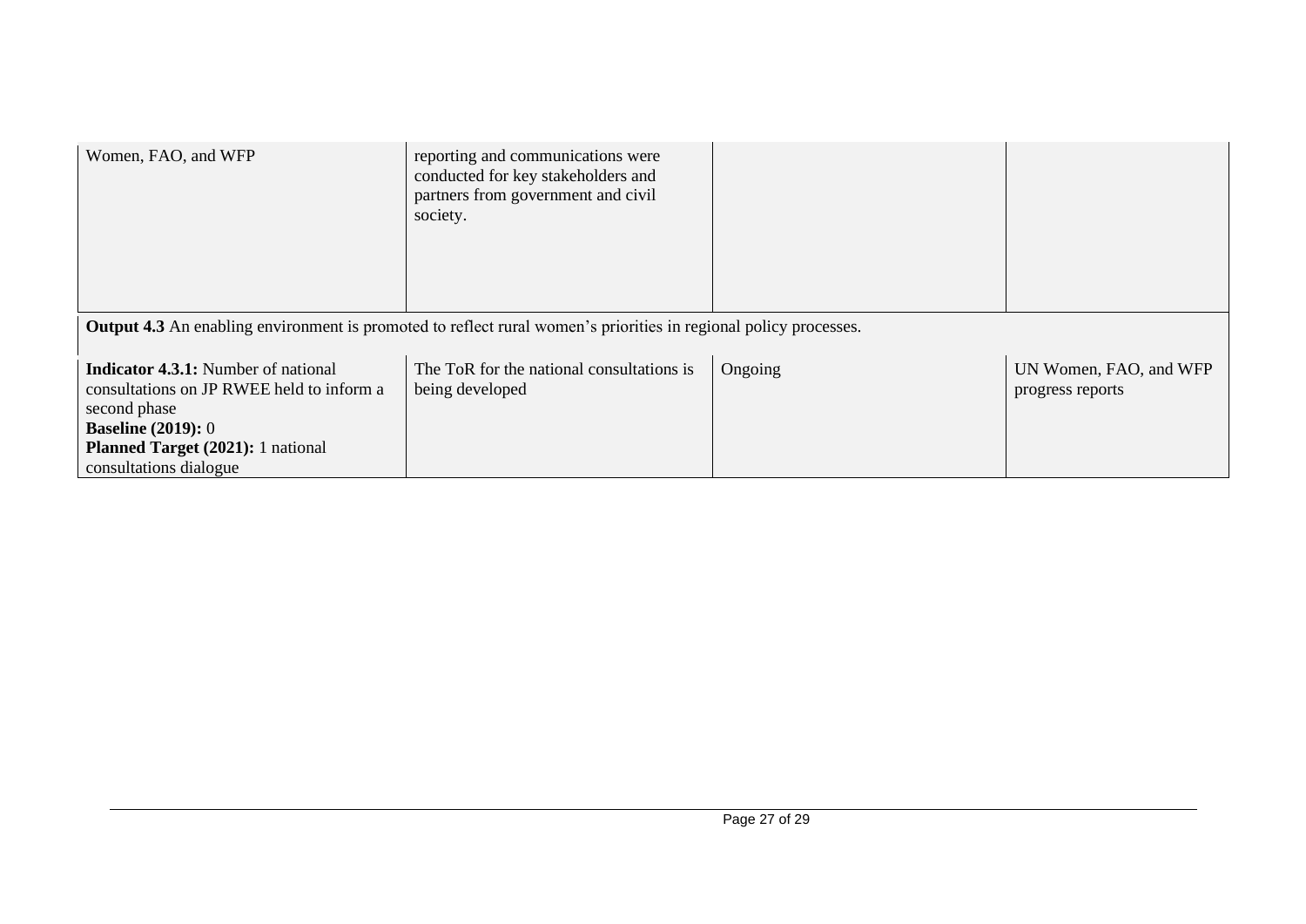| | | | |
|---|---|---|---|
| Women, FAO, and WFP | reporting and communications were conducted for key stakeholders and partners from government and civil society. | | |
| **Output 4.3** An enabling environment is promoted to reflect rural women's priorities in regional policy processes. | | | |
| **Indicator 4.3.1:** Number of national consultations on JP RWEE held to inform a second phase<br>**Baseline (2019):** 0<br>**Planned Target (2021):** 1 national consultations dialogue | The ToR for the national consultations is being developed | Ongoing | UN Women, FAO, and WFP progress reports |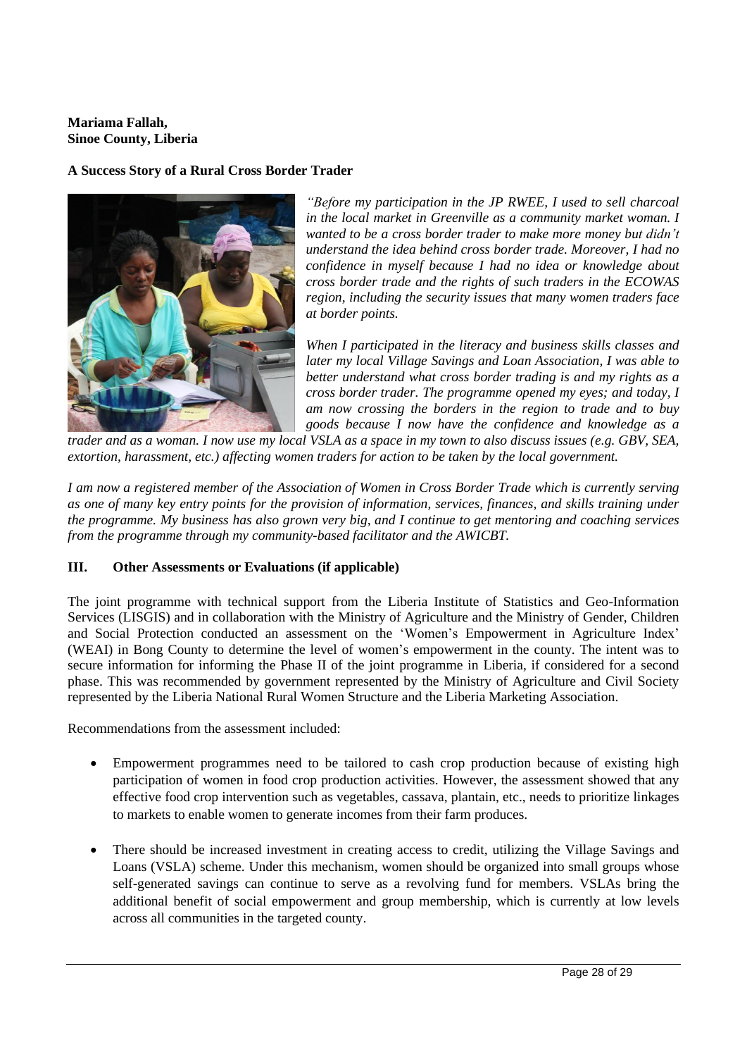**Mariama Fallah,**
**Sinoe County, Liberia**

**A Success Story of a Rural Cross Border Trader**

*"Before my participation in the JP RWEE, I used to sell charcoal in the local market in Greenville as a community market woman. I wanted to be a cross border trader to make more money but didn't understand the idea behind cross border trade. Moreover, I had no confidence in myself because I had no idea or knowledge about cross border trade and the rights of such traders in the ECOWAS region, including the security issues that many women traders face at border points.*

*When I participated in the literacy and business skills classes and later my local Village Savings and Loan Association, I was able to better understand what cross border trading is and my rights as a cross border trader. The programme opened my eyes; and today, I am now crossing the borders in the region to trade and to buy goods because I now have the confidence and knowledge as a trader and as a woman. I now use my local VSLA as a space in my town to also discuss issues (e.g. GBV, SEA, extortion, harassment, etc.) affecting women traders for action to be taken by the local government.*

*I am now a registered member of the Association of Women in Cross Border Trade which is currently serving as one of many key entry points for the provision of information, services, finances, and skills training under the programme. My business has also grown very big, and I continue to get mentoring and coaching services from the programme through my community-based facilitator and the AWICBT.*

## III. Other Assessments or Evaluations (if applicable)

The joint programme with technical support from the Liberia Institute of Statistics and Geo-Information Services (LISGIS) and in collaboration with the Ministry of Agriculture and the Ministry of Gender, Children and Social Protection conducted an assessment on the 'Women's Empowerment in Agriculture Index' (WEAI) in Bong County to determine the level of women's empowerment in the county. The intent was to secure information for informing the Phase II of the joint programme in Liberia, if considered for a second phase. This was recommended by government represented by the Ministry of Agriculture and Civil Society represented by the Liberia National Rural Women Structure and the Liberia Marketing Association.

Recommendations from the assessment included:

- Empowerment programmes need to be tailored to cash crop production because of existing high participation of women in food crop production activities. However, the assessment showed that any effective food crop intervention such as vegetables, cassava, plantain, etc., needs to prioritize linkages to markets to enable women to generate incomes from their farm produces.

- There should be increased investment in creating access to credit, utilizing the Village Savings and Loans (VSLA) scheme. Under this mechanism, women should be organized into small groups whose self-generated savings can continue to serve as a revolving fund for members. VSLAs bring the additional benefit of social empowerment and group membership, which is currently at low levels across all communities in the targeted county.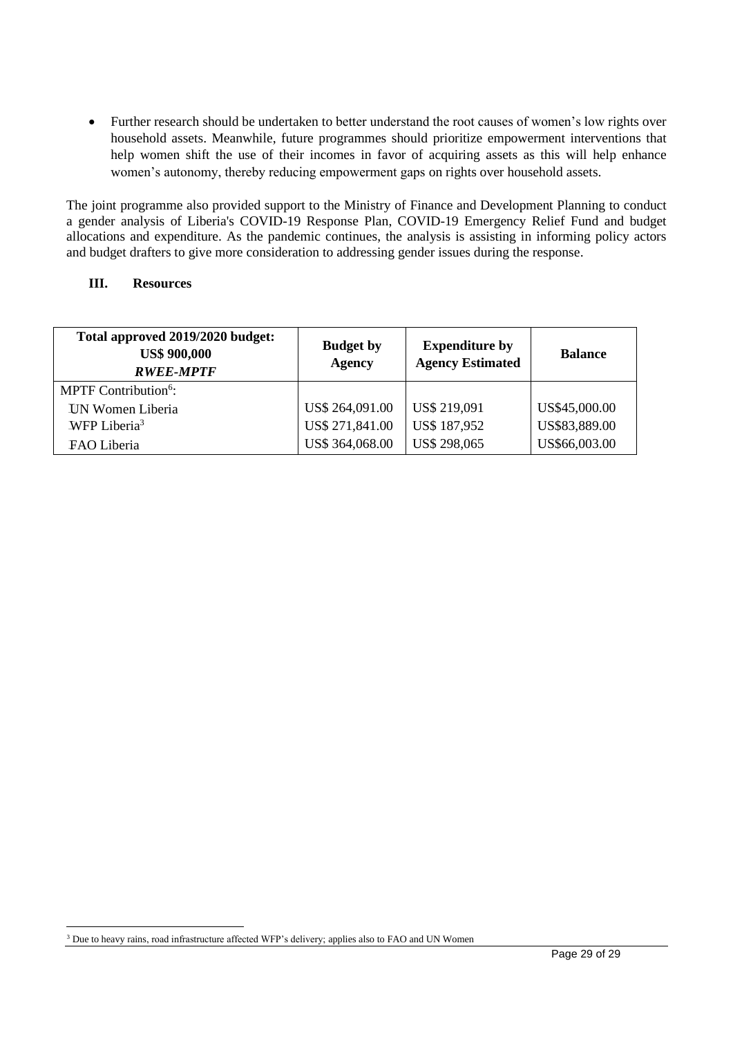- Further research should be undertaken to better understand the root causes of women's low rights over household assets. Meanwhile, future programmes should prioritize empowerment interventions that help women shift the use of their incomes in favor of acquiring assets as this will help enhance women's autonomy, thereby reducing empowerment gaps on rights over household assets.

The joint programme also provided support to the Ministry of Finance and Development Planning to conduct a gender analysis of Liberia's COVID-19 Response Plan, COVID-19 Emergency Relief Fund and budget allocations and expenditure. As the pandemic continues, the analysis is assisting in informing policy actors and budget drafters to give more consideration to addressing gender issues during the response.

## III. Resources

| **Total approved 2019/2020 budget: US$ 900,000** ***RWEE-MPTF*** | **Budget by Agency** | **Expenditure by Agency Estimated** | **Balance** |
|---|---|---|---|
| MPTF Contribution[6]: | | | |
| UN Women Liberia | US$ 264,091.00 | US$ 219,091 | US$45,000.00 |
| WFP Liberia[3] | US$ 271,841.00 | US$ 187,952 | US$83,889.00 |
| FAO Liberia | US$ 364,068.00 | US$ 298,065 | US$66,003.00 |

[3] Due to heavy rains, road infrastructure affected WFP's delivery; applies also to FAO and UN Women